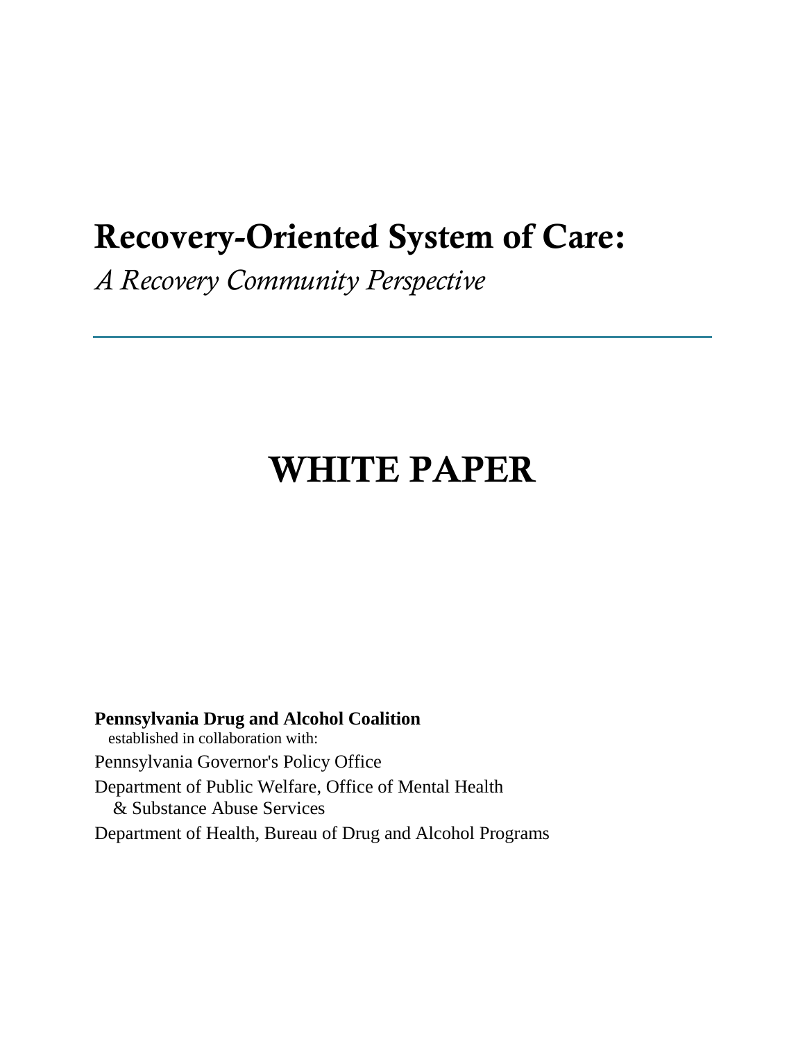# Recovery-Oriented System of Care:

*A Recovery Community Perspective*

---

# WHITE PAPER

**Pennsylvania Drug and Alcohol Coalition**
established in collaboration with:

Pennsylvania Governor's Policy Office

Department of Public Welfare, Office of Mental Health
& Substance Abuse Services

Department of Health, Bureau of Drug and Alcohol Programs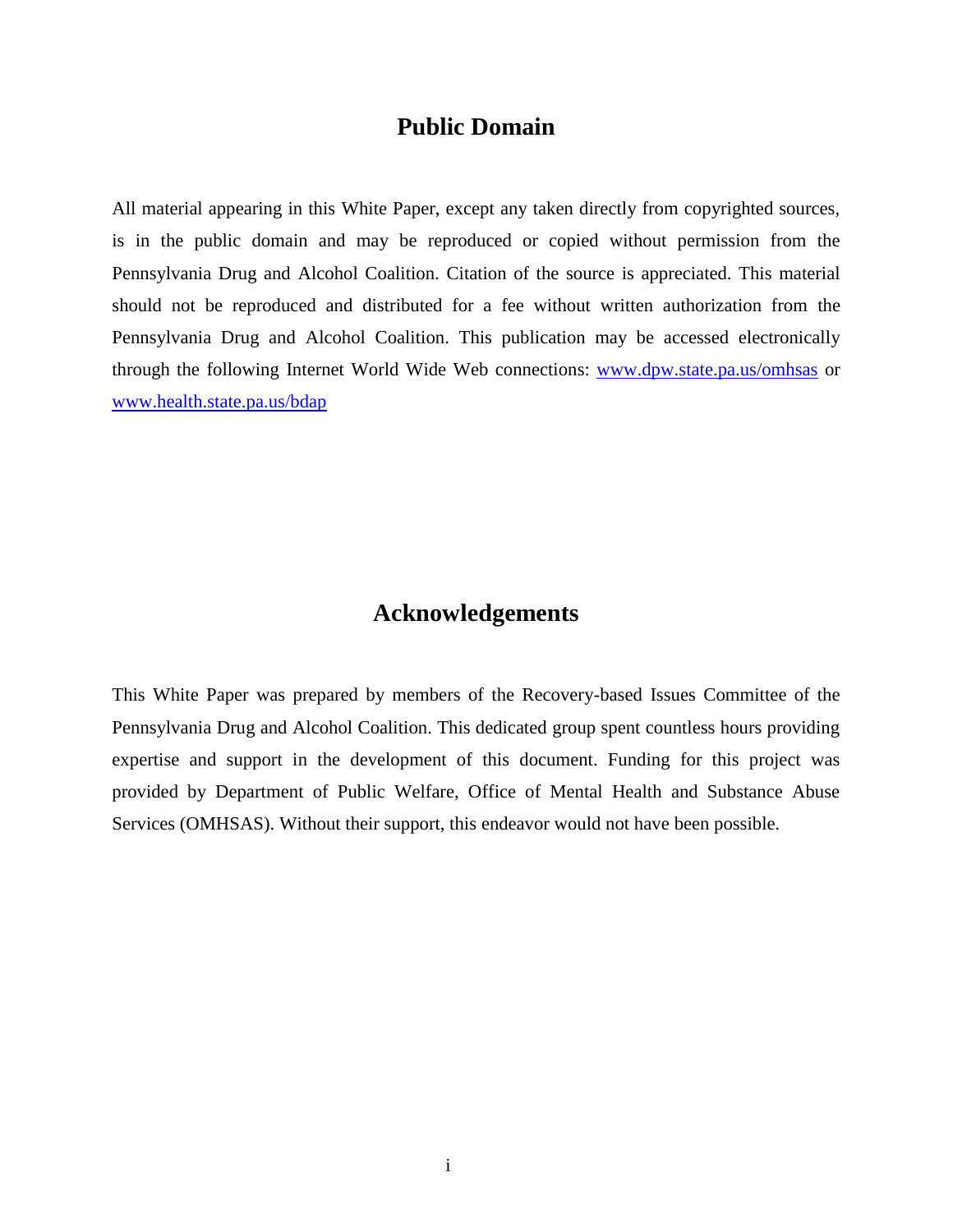## Public Domain

All material appearing in this White Paper, except any taken directly from copyrighted sources, is in the public domain and may be reproduced or copied without permission from the Pennsylvania Drug and Alcohol Coalition. Citation of the source is appreciated. This material should not be reproduced and distributed for a fee without written authorization from the Pennsylvania Drug and Alcohol Coalition. This publication may be accessed electronically through the following Internet World Wide Web connections: www.dpw.state.pa.us/omhsas or www.health.state.pa.us/bdap

## Acknowledgements

This White Paper was prepared by members of the Recovery-based Issues Committee of the Pennsylvania Drug and Alcohol Coalition. This dedicated group spent countless hours providing expertise and support in the development of this document. Funding for this project was provided by Department of Public Welfare, Office of Mental Health and Substance Abuse Services (OMHSAS). Without their support, this endeavor would not have been possible.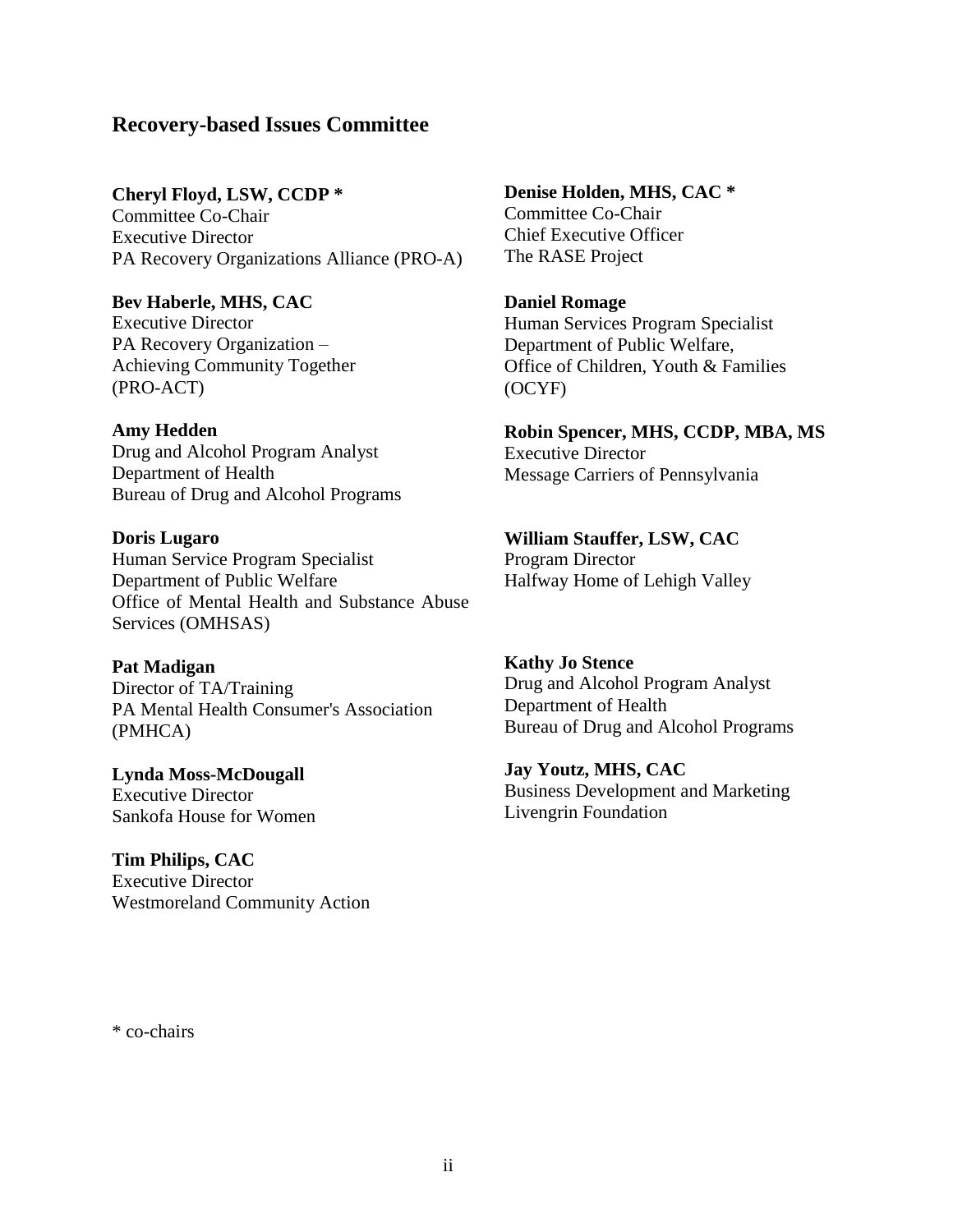## Recovery-based Issues Committee

**Cheryl Floyd, LSW, CCDP ***
Committee Co-Chair
Executive Director
PA Recovery Organizations Alliance (PRO-A)

**Bev Haberle, MHS, CAC**
Executive Director
PA Recovery Organization –
Achieving Community Together
(PRO-ACT)

**Amy Hedden**
Drug and Alcohol Program Analyst
Department of Health
Bureau of Drug and Alcohol Programs

**Doris Lugaro**
Human Service Program Specialist
Department of Public Welfare
Office of Mental Health and Substance Abuse Services (OMHSAS)

**Pat Madigan**
Director of TA/Training
PA Mental Health Consumer's Association
(PMHCA)

**Lynda Moss-McDougall**
Executive Director
Sankofa House for Women

**Tim Philips, CAC**
Executive Director
Westmoreland Community Action

**Denise Holden, MHS, CAC ***
Committee Co-Chair
Chief Executive Officer
The RASE Project

**Daniel Romage**
Human Services Program Specialist
Department of Public Welfare,
Office of Children, Youth & Families
(OCYF)

**Robin Spencer, MHS, CCDP, MBA, MS**
Executive Director
Message Carriers of Pennsylvania

**William Stauffer, LSW, CAC**
Program Director
Halfway Home of Lehigh Valley

**Kathy Jo Stence**
Drug and Alcohol Program Analyst
Department of Health
Bureau of Drug and Alcohol Programs

**Jay Youtz, MHS, CAC**
Business Development and Marketing
Livengrin Foundation

* co-chairs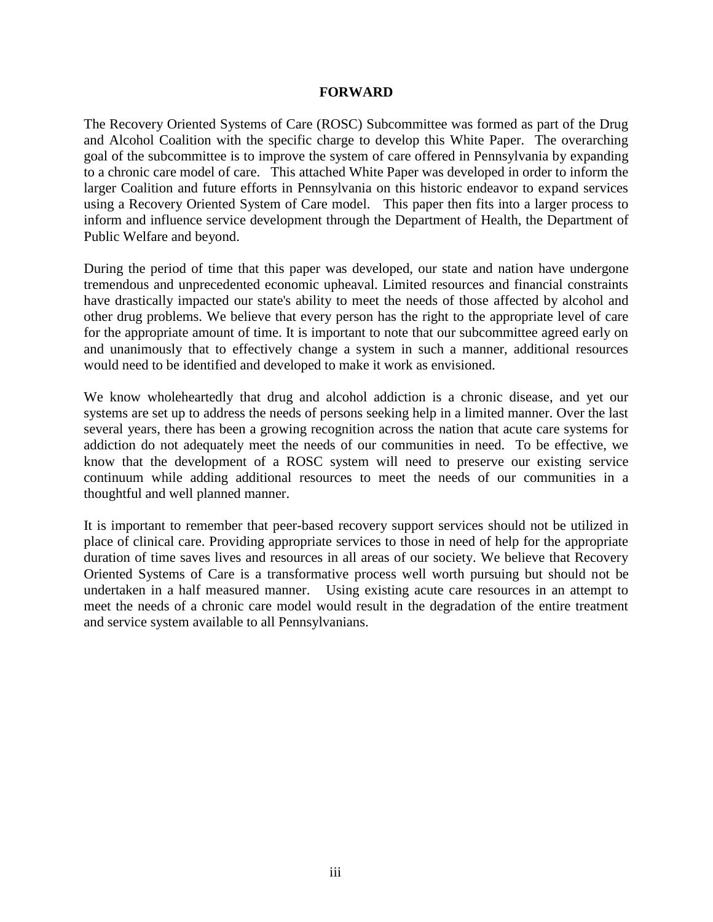# FORWARD

The Recovery Oriented Systems of Care (ROSC) Subcommittee was formed as part of the Drug and Alcohol Coalition with the specific charge to develop this White Paper. The overarching goal of the subcommittee is to improve the system of care offered in Pennsylvania by expanding to a chronic care model of care. This attached White Paper was developed in order to inform the larger Coalition and future efforts in Pennsylvania on this historic endeavor to expand services using a Recovery Oriented System of Care model. This paper then fits into a larger process to inform and influence service development through the Department of Health, the Department of Public Welfare and beyond.

During the period of time that this paper was developed, our state and nation have undergone tremendous and unprecedented economic upheaval. Limited resources and financial constraints have drastically impacted our state's ability to meet the needs of those affected by alcohol and other drug problems. We believe that every person has the right to the appropriate level of care for the appropriate amount of time. It is important to note that our subcommittee agreed early on and unanimously that to effectively change a system in such a manner, additional resources would need to be identified and developed to make it work as envisioned.

We know wholeheartedly that drug and alcohol addiction is a chronic disease, and yet our systems are set up to address the needs of persons seeking help in a limited manner. Over the last several years, there has been a growing recognition across the nation that acute care systems for addiction do not adequately meet the needs of our communities in need. To be effective, we know that the development of a ROSC system will need to preserve our existing service continuum while adding additional resources to meet the needs of our communities in a thoughtful and well planned manner.

It is important to remember that peer-based recovery support services should not be utilized in place of clinical care. Providing appropriate services to those in need of help for the appropriate duration of time saves lives and resources in all areas of our society. We believe that Recovery Oriented Systems of Care is a transformative process well worth pursuing but should not be undertaken in a half measured manner. Using existing acute care resources in an attempt to meet the needs of a chronic care model would result in the degradation of the entire treatment and service system available to all Pennsylvanians.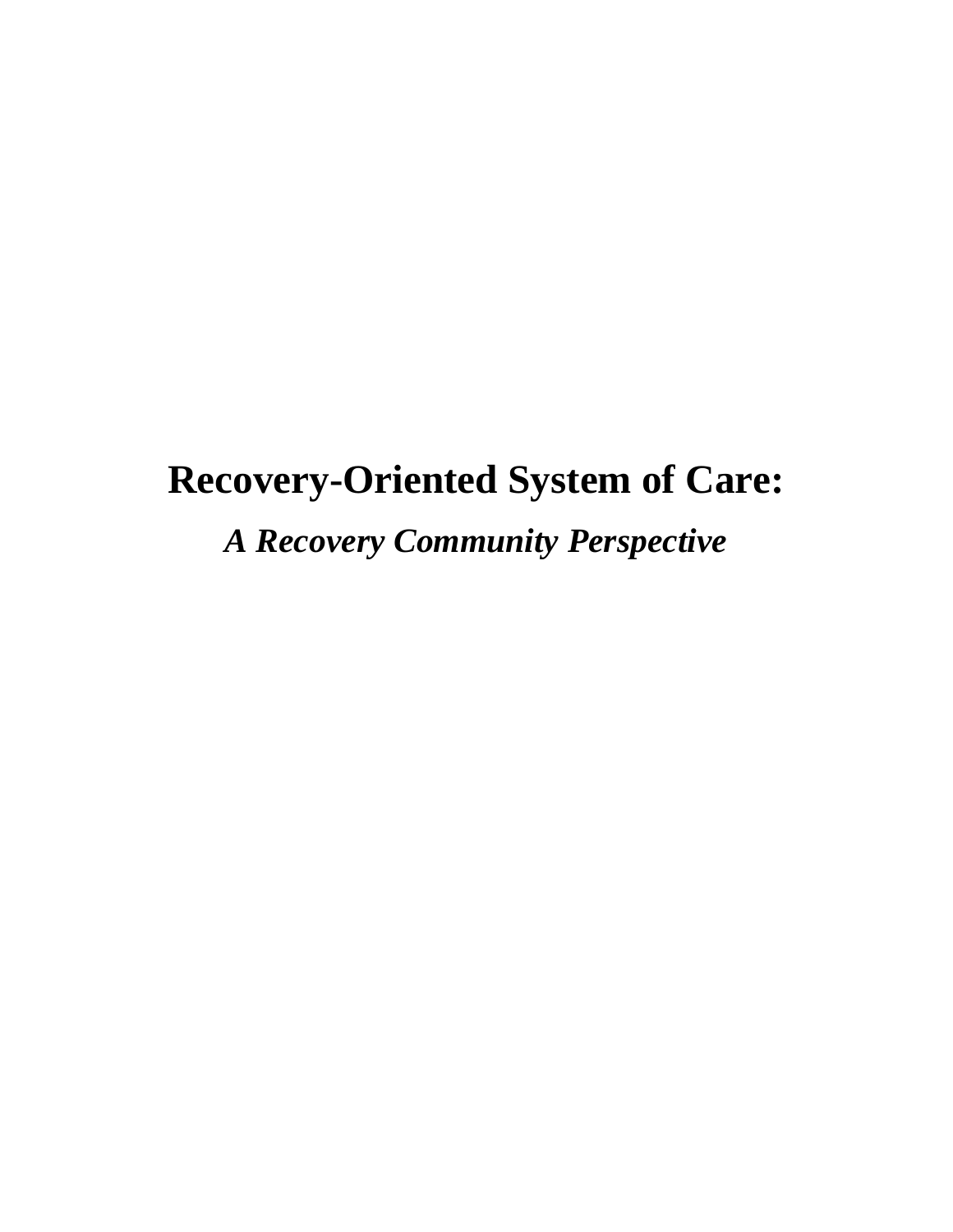# Recovery-Oriented System of Care:

***A Recovery Community Perspective***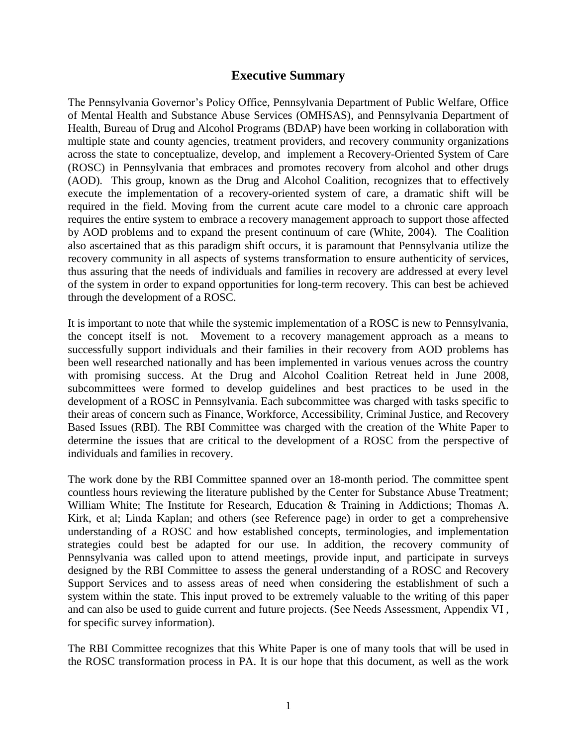## Executive Summary

The Pennsylvania Governor's Policy Office, Pennsylvania Department of Public Welfare, Office of Mental Health and Substance Abuse Services (OMHSAS), and Pennsylvania Department of Health, Bureau of Drug and Alcohol Programs (BDAP) have been working in collaboration with multiple state and county agencies, treatment providers, and recovery community organizations across the state to conceptualize, develop, and implement a Recovery-Oriented System of Care (ROSC) in Pennsylvania that embraces and promotes recovery from alcohol and other drugs (AOD). This group, known as the Drug and Alcohol Coalition, recognizes that to effectively execute the implementation of a recovery-oriented system of care, a dramatic shift will be required in the field. Moving from the current acute care model to a chronic care approach requires the entire system to embrace a recovery management approach to support those affected by AOD problems and to expand the present continuum of care (White, 2004). The Coalition also ascertained that as this paradigm shift occurs, it is paramount that Pennsylvania utilize the recovery community in all aspects of systems transformation to ensure authenticity of services, thus assuring that the needs of individuals and families in recovery are addressed at every level of the system in order to expand opportunities for long-term recovery. This can best be achieved through the development of a ROSC.

It is important to note that while the systemic implementation of a ROSC is new to Pennsylvania, the concept itself is not. Movement to a recovery management approach as a means to successfully support individuals and their families in their recovery from AOD problems has been well researched nationally and has been implemented in various venues across the country with promising success. At the Drug and Alcohol Coalition Retreat held in June 2008, subcommittees were formed to develop guidelines and best practices to be used in the development of a ROSC in Pennsylvania. Each subcommittee was charged with tasks specific to their areas of concern such as Finance, Workforce, Accessibility, Criminal Justice, and Recovery Based Issues (RBI). The RBI Committee was charged with the creation of the White Paper to determine the issues that are critical to the development of a ROSC from the perspective of individuals and families in recovery.

The work done by the RBI Committee spanned over an 18-month period. The committee spent countless hours reviewing the literature published by the Center for Substance Abuse Treatment; William White; The Institute for Research, Education & Training in Addictions; Thomas A. Kirk, et al; Linda Kaplan; and others (see Reference page) in order to get a comprehensive understanding of a ROSC and how established concepts, terminologies, and implementation strategies could best be adapted for our use. In addition, the recovery community of Pennsylvania was called upon to attend meetings, provide input, and participate in surveys designed by the RBI Committee to assess the general understanding of a ROSC and Recovery Support Services and to assess areas of need when considering the establishment of such a system within the state. This input proved to be extremely valuable to the writing of this paper and can also be used to guide current and future projects. (See Needs Assessment, Appendix VI , for specific survey information).

The RBI Committee recognizes that this White Paper is one of many tools that will be used in the ROSC transformation process in PA. It is our hope that this document, as well as the work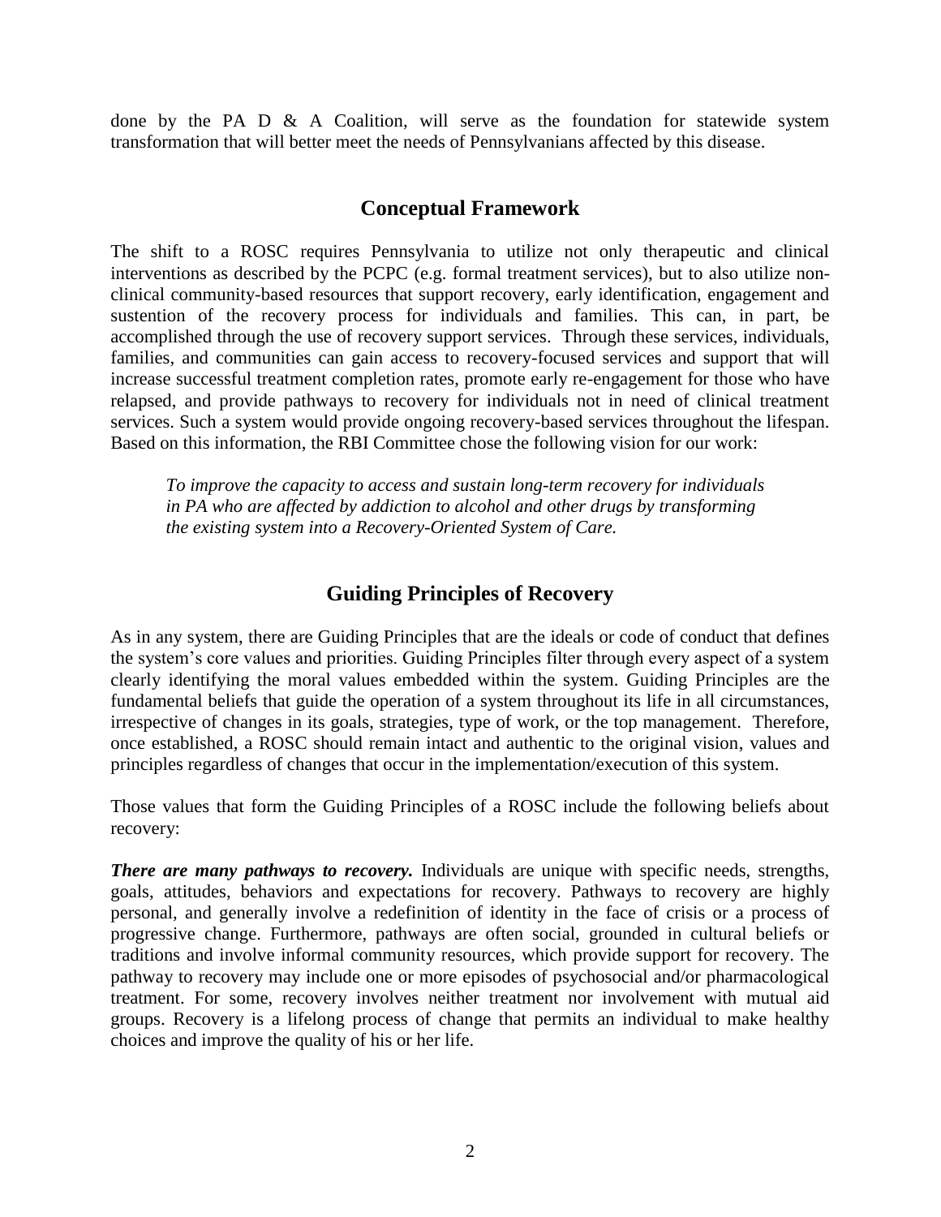done by the PA D & A Coalition, will serve as the foundation for statewide system transformation that will better meet the needs of Pennsylvanians affected by this disease.

## Conceptual Framework

The shift to a ROSC requires Pennsylvania to utilize not only therapeutic and clinical interventions as described by the PCPC (e.g. formal treatment services), but to also utilize non-clinical community-based resources that support recovery, early identification, engagement and sustention of the recovery process for individuals and families. This can, in part, be accomplished through the use of recovery support services. Through these services, individuals, families, and communities can gain access to recovery-focused services and support that will increase successful treatment completion rates, promote early re-engagement for those who have relapsed, and provide pathways to recovery for individuals not in need of clinical treatment services. Such a system would provide ongoing recovery-based services throughout the lifespan. Based on this information, the RBI Committee chose the following vision for our work:

> *To improve the capacity to access and sustain long-term recovery for individuals in PA who are affected by addiction to alcohol and other drugs by transforming the existing system into a Recovery-Oriented System of Care.*

## Guiding Principles of Recovery

As in any system, there are Guiding Principles that are the ideals or code of conduct that defines the system's core values and priorities. Guiding Principles filter through every aspect of a system clearly identifying the moral values embedded within the system. Guiding Principles are the fundamental beliefs that guide the operation of a system throughout its life in all circumstances, irrespective of changes in its goals, strategies, type of work, or the top management. Therefore, once established, a ROSC should remain intact and authentic to the original vision, values and principles regardless of changes that occur in the implementation/execution of this system.

Those values that form the Guiding Principles of a ROSC include the following beliefs about recovery:

***There are many pathways to recovery.*** Individuals are unique with specific needs, strengths, goals, attitudes, behaviors and expectations for recovery. Pathways to recovery are highly personal, and generally involve a redefinition of identity in the face of crisis or a process of progressive change. Furthermore, pathways are often social, grounded in cultural beliefs or traditions and involve informal community resources, which provide support for recovery. The pathway to recovery may include one or more episodes of psychosocial and/or pharmacological treatment. For some, recovery involves neither treatment nor involvement with mutual aid groups. Recovery is a lifelong process of change that permits an individual to make healthy choices and improve the quality of his or her life.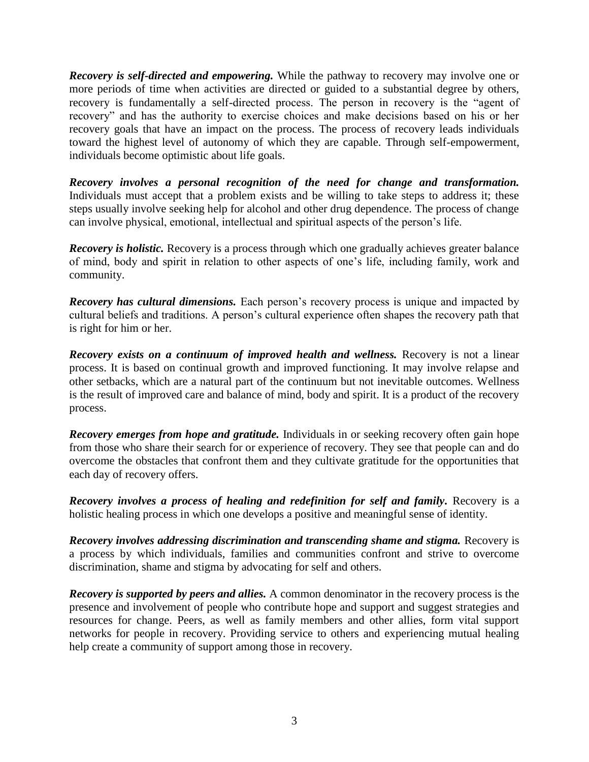***Recovery is self-directed and empowering.*** While the pathway to recovery may involve one or more periods of time when activities are directed or guided to a substantial degree by others, recovery is fundamentally a self-directed process. The person in recovery is the "agent of recovery" and has the authority to exercise choices and make decisions based on his or her recovery goals that have an impact on the process. The process of recovery leads individuals toward the highest level of autonomy of which they are capable. Through self-empowerment, individuals become optimistic about life goals.

***Recovery involves a personal recognition of the need for change and transformation.*** Individuals must accept that a problem exists and be willing to take steps to address it; these steps usually involve seeking help for alcohol and other drug dependence. The process of change can involve physical, emotional, intellectual and spiritual aspects of the person's life.

***Recovery is holistic.*** Recovery is a process through which one gradually achieves greater balance of mind, body and spirit in relation to other aspects of one's life, including family, work and community.

***Recovery has cultural dimensions.*** Each person's recovery process is unique and impacted by cultural beliefs and traditions. A person's cultural experience often shapes the recovery path that is right for him or her.

***Recovery exists on a continuum of improved health and wellness.*** Recovery is not a linear process. It is based on continual growth and improved functioning. It may involve relapse and other setbacks, which are a natural part of the continuum but not inevitable outcomes. Wellness is the result of improved care and balance of mind, body and spirit. It is a product of the recovery process.

***Recovery emerges from hope and gratitude.*** Individuals in or seeking recovery often gain hope from those who share their search for or experience of recovery. They see that people can and do overcome the obstacles that confront them and they cultivate gratitude for the opportunities that each day of recovery offers.

***Recovery involves a process of healing and redefinition for self and family.*** Recovery is a holistic healing process in which one develops a positive and meaningful sense of identity.

***Recovery involves addressing discrimination and transcending shame and stigma.*** Recovery is a process by which individuals, families and communities confront and strive to overcome discrimination, shame and stigma by advocating for self and others.

***Recovery is supported by peers and allies.*** A common denominator in the recovery process is the presence and involvement of people who contribute hope and support and suggest strategies and resources for change. Peers, as well as family members and other allies, form vital support networks for people in recovery. Providing service to others and experiencing mutual healing help create a community of support among those in recovery.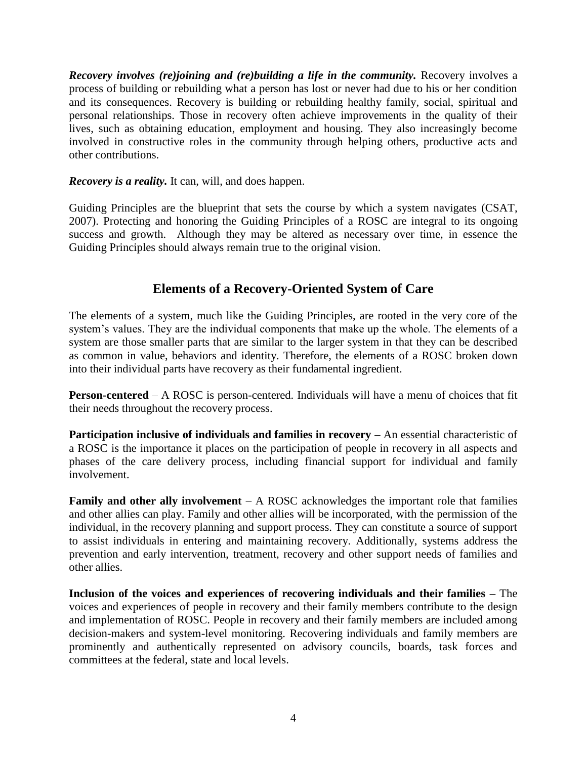***Recovery involves (re)joining and (re)building a life in the community.*** Recovery involves a process of building or rebuilding what a person has lost or never had due to his or her condition and its consequences. Recovery is building or rebuilding healthy family, social, spiritual and personal relationships. Those in recovery often achieve improvements in the quality of their lives, such as obtaining education, employment and housing. They also increasingly become involved in constructive roles in the community through helping others, productive acts and other contributions.

***Recovery is a reality.*** It can, will, and does happen.

Guiding Principles are the blueprint that sets the course by which a system navigates (CSAT, 2007). Protecting and honoring the Guiding Principles of a ROSC are integral to its ongoing success and growth. Although they may be altered as necessary over time, in essence the Guiding Principles should always remain true to the original vision.

## Elements of a Recovery-Oriented System of Care

The elements of a system, much like the Guiding Principles, are rooted in the very core of the system's values. They are the individual components that make up the whole. The elements of a system are those smaller parts that are similar to the larger system in that they can be described as common in value, behaviors and identity. Therefore, the elements of a ROSC broken down into their individual parts have recovery as their fundamental ingredient.

**Person-centered** – A ROSC is person-centered. Individuals will have a menu of choices that fit their needs throughout the recovery process.

**Participation inclusive of individuals and families in recovery –** An essential characteristic of a ROSC is the importance it places on the participation of people in recovery in all aspects and phases of the care delivery process, including financial support for individual and family involvement.

**Family and other ally involvement** – A ROSC acknowledges the important role that families and other allies can play. Family and other allies will be incorporated, with the permission of the individual, in the recovery planning and support process. They can constitute a source of support to assist individuals in entering and maintaining recovery. Additionally, systems address the prevention and early intervention, treatment, recovery and other support needs of families and other allies.

**Inclusion of the voices and experiences of recovering individuals and their families –** The voices and experiences of people in recovery and their family members contribute to the design and implementation of ROSC. People in recovery and their family members are included among decision-makers and system-level monitoring. Recovering individuals and family members are prominently and authentically represented on advisory councils, boards, task forces and committees at the federal, state and local levels.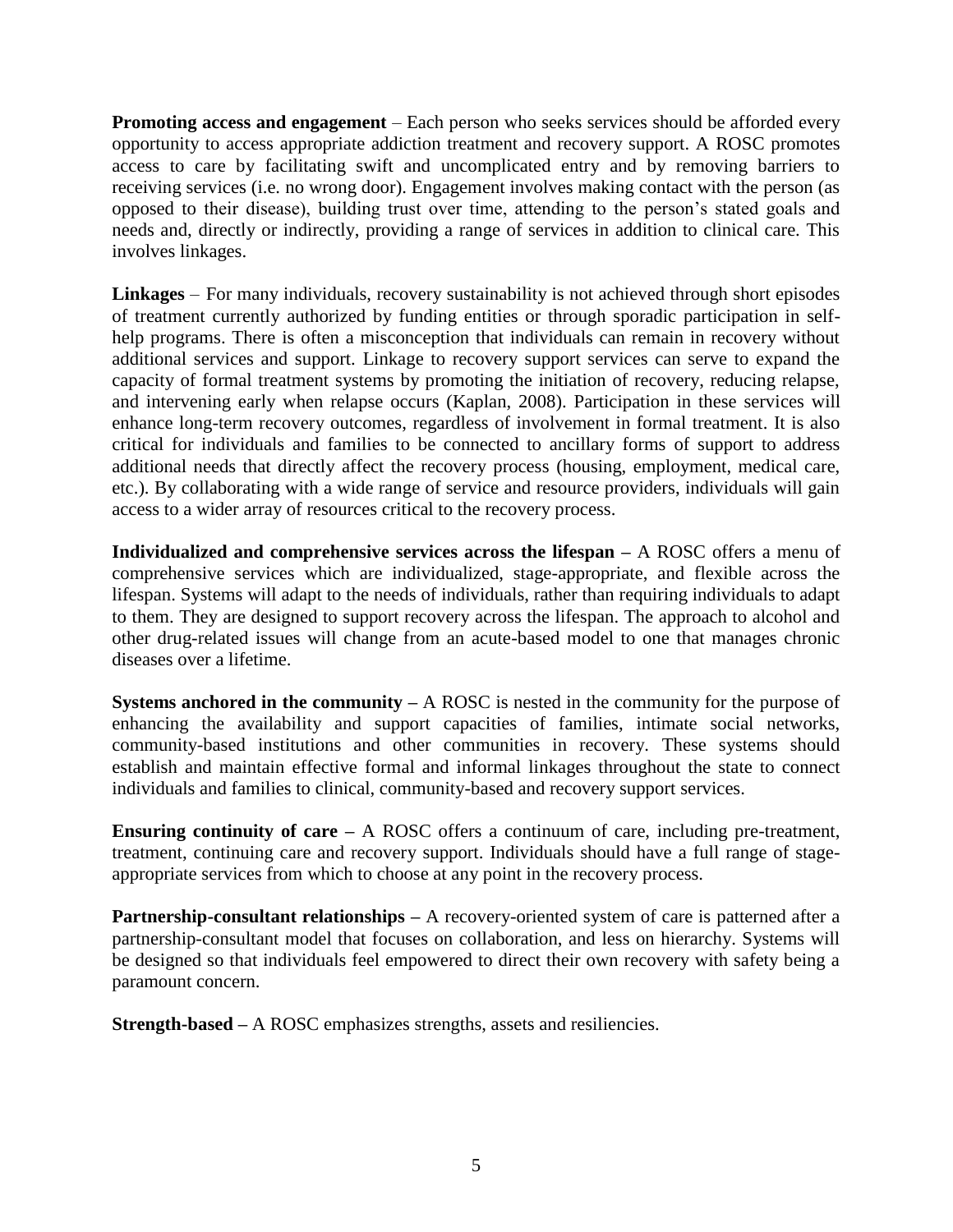**Promoting access and engagement** – Each person who seeks services should be afforded every opportunity to access appropriate addiction treatment and recovery support. A ROSC promotes access to care by facilitating swift and uncomplicated entry and by removing barriers to receiving services (i.e. no wrong door). Engagement involves making contact with the person (as opposed to their disease), building trust over time, attending to the person's stated goals and needs and, directly or indirectly, providing a range of services in addition to clinical care. This involves linkages.

**Linkages** – For many individuals, recovery sustainability is not achieved through short episodes of treatment currently authorized by funding entities or through sporadic participation in self-help programs. There is often a misconception that individuals can remain in recovery without additional services and support. Linkage to recovery support services can serve to expand the capacity of formal treatment systems by promoting the initiation of recovery, reducing relapse, and intervening early when relapse occurs (Kaplan, 2008). Participation in these services will enhance long-term recovery outcomes, regardless of involvement in formal treatment. It is also critical for individuals and families to be connected to ancillary forms of support to address additional needs that directly affect the recovery process (housing, employment, medical care, etc.). By collaborating with a wide range of service and resource providers, individuals will gain access to a wider array of resources critical to the recovery process.

**Individualized and comprehensive services across the lifespan –** A ROSC offers a menu of comprehensive services which are individualized, stage-appropriate, and flexible across the lifespan. Systems will adapt to the needs of individuals, rather than requiring individuals to adapt to them. They are designed to support recovery across the lifespan. The approach to alcohol and other drug-related issues will change from an acute-based model to one that manages chronic diseases over a lifetime.

**Systems anchored in the community –** A ROSC is nested in the community for the purpose of enhancing the availability and support capacities of families, intimate social networks, community-based institutions and other communities in recovery. These systems should establish and maintain effective formal and informal linkages throughout the state to connect individuals and families to clinical, community-based and recovery support services.

**Ensuring continuity of care –** A ROSC offers a continuum of care, including pre-treatment, treatment, continuing care and recovery support. Individuals should have a full range of stage-appropriate services from which to choose at any point in the recovery process.

**Partnership-consultant relationships –** A recovery-oriented system of care is patterned after a partnership-consultant model that focuses on collaboration, and less on hierarchy. Systems will be designed so that individuals feel empowered to direct their own recovery with safety being a paramount concern.

**Strength-based –** A ROSC emphasizes strengths, assets and resiliencies.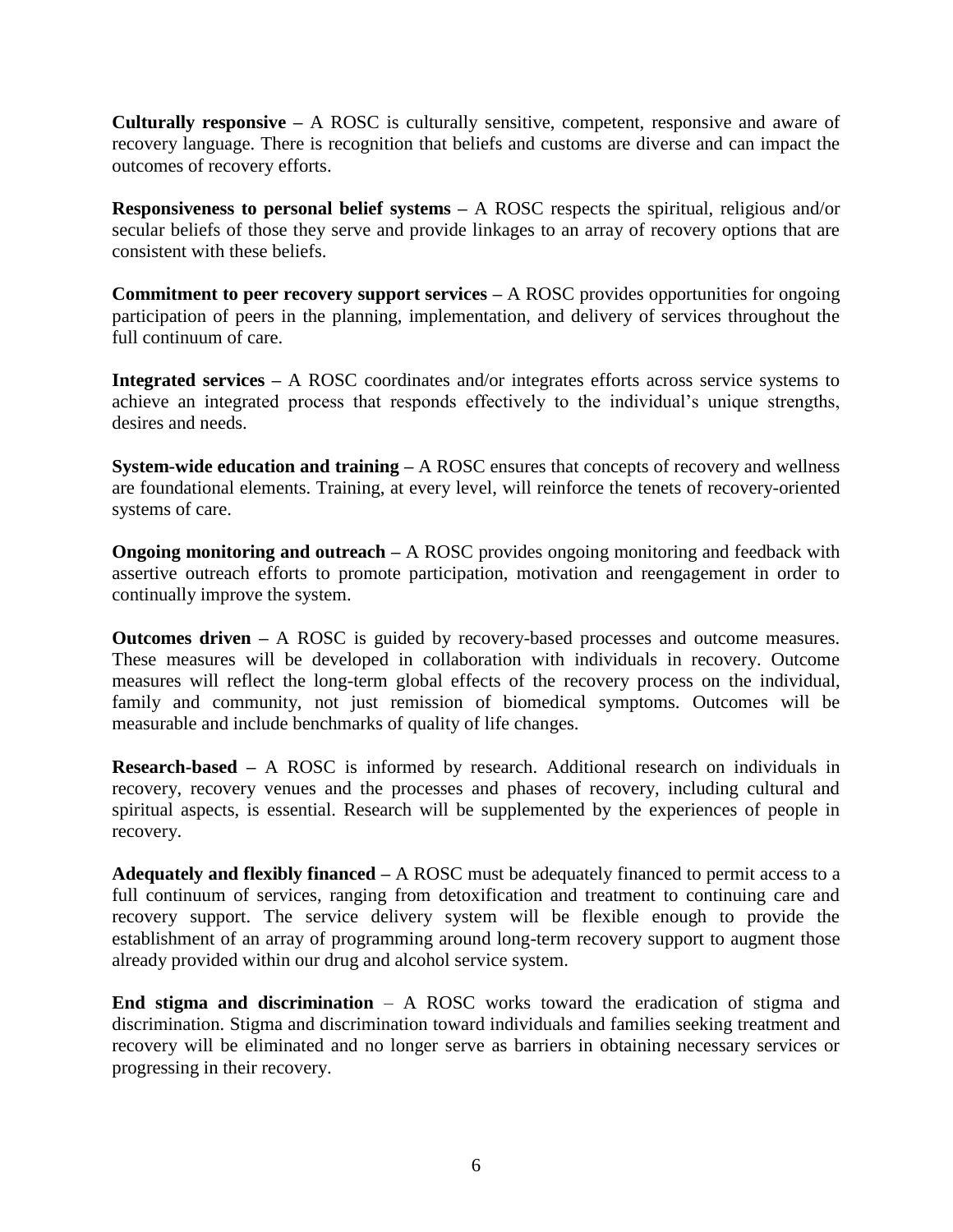**Culturally responsive –** A ROSC is culturally sensitive, competent, responsive and aware of recovery language. There is recognition that beliefs and customs are diverse and can impact the outcomes of recovery efforts.

**Responsiveness to personal belief systems –** A ROSC respects the spiritual, religious and/or secular beliefs of those they serve and provide linkages to an array of recovery options that are consistent with these beliefs.

**Commitment to peer recovery support services –** A ROSC provides opportunities for ongoing participation of peers in the planning, implementation, and delivery of services throughout the full continuum of care.

**Integrated services –** A ROSC coordinates and/or integrates efforts across service systems to achieve an integrated process that responds effectively to the individual's unique strengths, desires and needs.

**System-wide education and training –** A ROSC ensures that concepts of recovery and wellness are foundational elements. Training, at every level, will reinforce the tenets of recovery-oriented systems of care.

**Ongoing monitoring and outreach –** A ROSC provides ongoing monitoring and feedback with assertive outreach efforts to promote participation, motivation and reengagement in order to continually improve the system.

**Outcomes driven –** A ROSC is guided by recovery-based processes and outcome measures. These measures will be developed in collaboration with individuals in recovery. Outcome measures will reflect the long-term global effects of the recovery process on the individual, family and community, not just remission of biomedical symptoms. Outcomes will be measurable and include benchmarks of quality of life changes.

**Research-based –** A ROSC is informed by research. Additional research on individuals in recovery, recovery venues and the processes and phases of recovery, including cultural and spiritual aspects, is essential. Research will be supplemented by the experiences of people in recovery.

**Adequately and flexibly financed –** A ROSC must be adequately financed to permit access to a full continuum of services, ranging from detoxification and treatment to continuing care and recovery support. The service delivery system will be flexible enough to provide the establishment of an array of programming around long-term recovery support to augment those already provided within our drug and alcohol service system.

**End stigma and discrimination** – A ROSC works toward the eradication of stigma and discrimination. Stigma and discrimination toward individuals and families seeking treatment and recovery will be eliminated and no longer serve as barriers in obtaining necessary services or progressing in their recovery.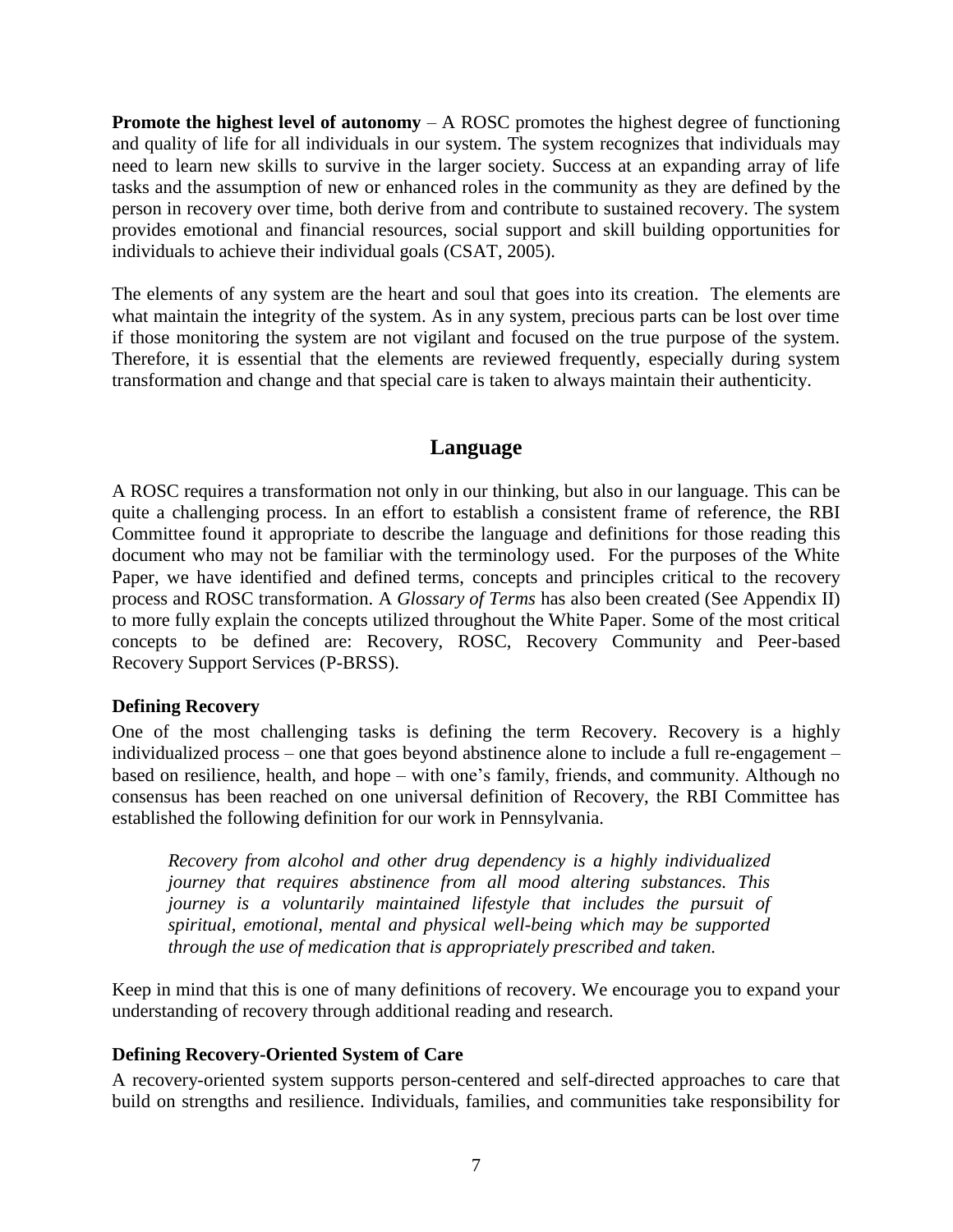**Promote the highest level of autonomy** – A ROSC promotes the highest degree of functioning and quality of life for all individuals in our system. The system recognizes that individuals may need to learn new skills to survive in the larger society. Success at an expanding array of life tasks and the assumption of new or enhanced roles in the community as they are defined by the person in recovery over time, both derive from and contribute to sustained recovery. The system provides emotional and financial resources, social support and skill building opportunities for individuals to achieve their individual goals (CSAT, 2005).

The elements of any system are the heart and soul that goes into its creation. The elements are what maintain the integrity of the system. As in any system, precious parts can be lost over time if those monitoring the system are not vigilant and focused on the true purpose of the system. Therefore, it is essential that the elements are reviewed frequently, especially during system transformation and change and that special care is taken to always maintain their authenticity.

## Language

A ROSC requires a transformation not only in our thinking, but also in our language. This can be quite a challenging process. In an effort to establish a consistent frame of reference, the RBI Committee found it appropriate to describe the language and definitions for those reading this document who may not be familiar with the terminology used. For the purposes of the White Paper, we have identified and defined terms, concepts and principles critical to the recovery process and ROSC transformation. A *Glossary of Terms* has also been created (See Appendix II) to more fully explain the concepts utilized throughout the White Paper. Some of the most critical concepts to be defined are: Recovery, ROSC, Recovery Community and Peer-based Recovery Support Services (P-BRSS).

### Defining Recovery

One of the most challenging tasks is defining the term Recovery. Recovery is a highly individualized process – one that goes beyond abstinence alone to include a full re-engagement – based on resilience, health, and hope – with one's family, friends, and community. Although no consensus has been reached on one universal definition of Recovery, the RBI Committee has established the following definition for our work in Pennsylvania.

> *Recovery from alcohol and other drug dependency is a highly individualized journey that requires abstinence from all mood altering substances. This journey is a voluntarily maintained lifestyle that includes the pursuit of spiritual, emotional, mental and physical well-being which may be supported through the use of medication that is appropriately prescribed and taken.*

Keep in mind that this is one of many definitions of recovery. We encourage you to expand your understanding of recovery through additional reading and research.

### Defining Recovery-Oriented System of Care

A recovery-oriented system supports person-centered and self-directed approaches to care that build on strengths and resilience. Individuals, families, and communities take responsibility for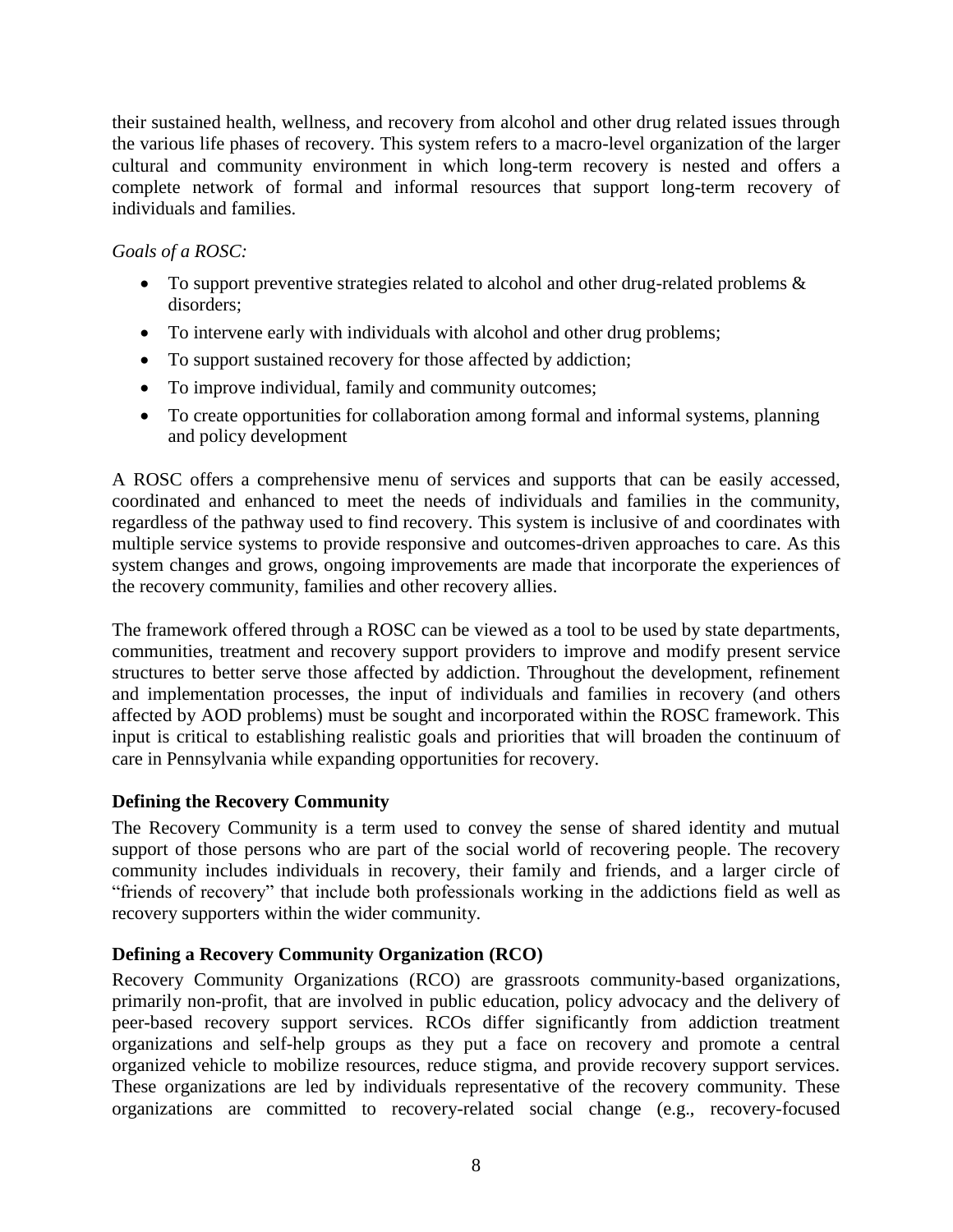their sustained health, wellness, and recovery from alcohol and other drug related issues through the various life phases of recovery. This system refers to a macro-level organization of the larger cultural and community environment in which long-term recovery is nested and offers a complete network of formal and informal resources that support long-term recovery of individuals and families.

*Goals of a ROSC:*

- To support preventive strategies related to alcohol and other drug-related problems & disorders;
- To intervene early with individuals with alcohol and other drug problems;
- To support sustained recovery for those affected by addiction;
- To improve individual, family and community outcomes;
- To create opportunities for collaboration among formal and informal systems, planning and policy development

A ROSC offers a comprehensive menu of services and supports that can be easily accessed, coordinated and enhanced to meet the needs of individuals and families in the community, regardless of the pathway used to find recovery. This system is inclusive of and coordinates with multiple service systems to provide responsive and outcomes-driven approaches to care. As this system changes and grows, ongoing improvements are made that incorporate the experiences of the recovery community, families and other recovery allies.

The framework offered through a ROSC can be viewed as a tool to be used by state departments, communities, treatment and recovery support providers to improve and modify present service structures to better serve those affected by addiction. Throughout the development, refinement and implementation processes, the input of individuals and families in recovery (and others affected by AOD problems) must be sought and incorporated within the ROSC framework. This input is critical to establishing realistic goals and priorities that will broaden the continuum of care in Pennsylvania while expanding opportunities for recovery.

**Defining the Recovery Community**

The Recovery Community is a term used to convey the sense of shared identity and mutual support of those persons who are part of the social world of recovering people. The recovery community includes individuals in recovery, their family and friends, and a larger circle of "friends of recovery" that include both professionals working in the addictions field as well as recovery supporters within the wider community.

**Defining a Recovery Community Organization (RCO)**

Recovery Community Organizations (RCO) are grassroots community-based organizations, primarily non-profit, that are involved in public education, policy advocacy and the delivery of peer-based recovery support services. RCOs differ significantly from addiction treatment organizations and self-help groups as they put a face on recovery and promote a central organized vehicle to mobilize resources, reduce stigma, and provide recovery support services. These organizations are led by individuals representative of the recovery community. These organizations are committed to recovery-related social change (e.g., recovery-focused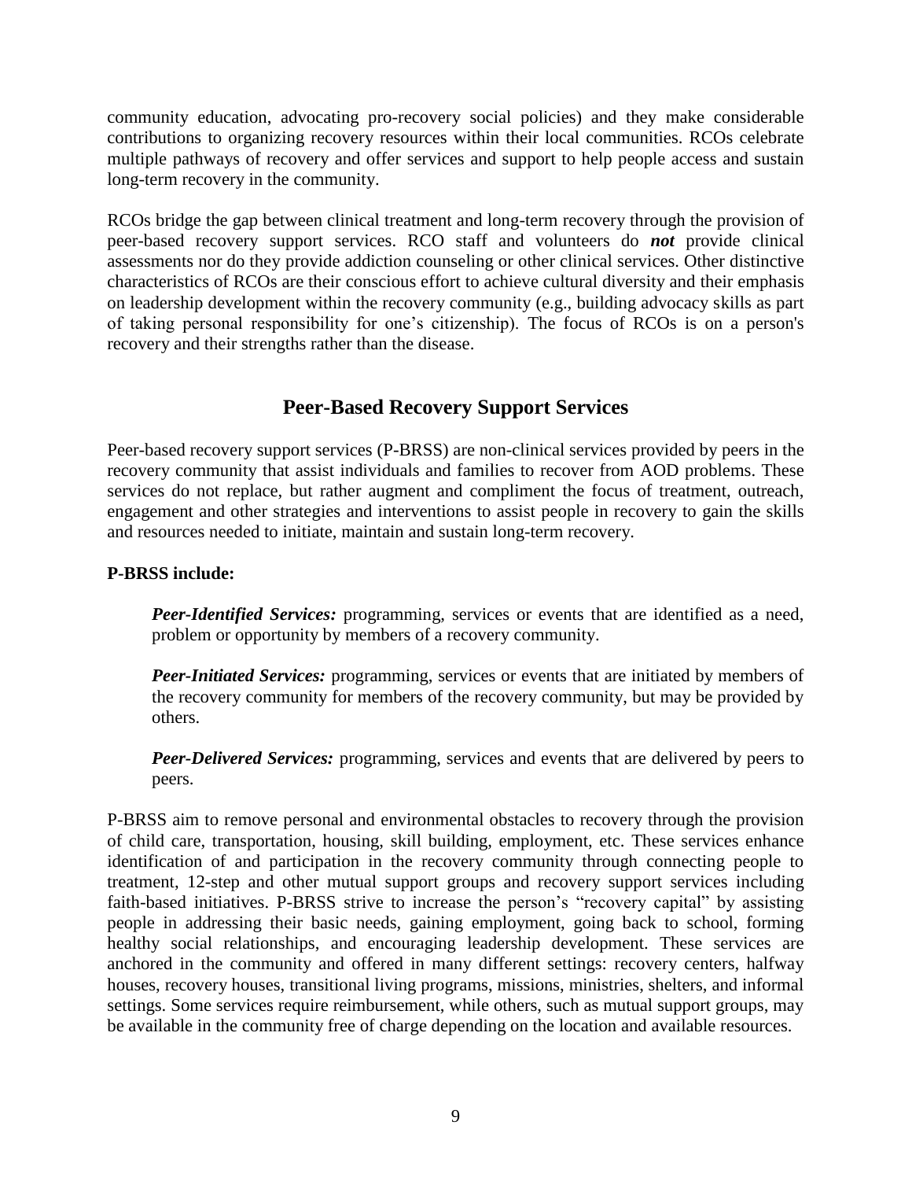community education, advocating pro-recovery social policies) and they make considerable contributions to organizing recovery resources within their local communities. RCOs celebrate multiple pathways of recovery and offer services and support to help people access and sustain long-term recovery in the community.

RCOs bridge the gap between clinical treatment and long-term recovery through the provision of peer-based recovery support services. RCO staff and volunteers do ***not*** provide clinical assessments nor do they provide addiction counseling or other clinical services. Other distinctive characteristics of RCOs are their conscious effort to achieve cultural diversity and their emphasis on leadership development within the recovery community (e.g., building advocacy skills as part of taking personal responsibility for one's citizenship). The focus of RCOs is on a person's recovery and their strengths rather than the disease.

## Peer-Based Recovery Support Services

Peer-based recovery support services (P-BRSS) are non-clinical services provided by peers in the recovery community that assist individuals and families to recover from AOD problems. These services do not replace, but rather augment and compliment the focus of treatment, outreach, engagement and other strategies and interventions to assist people in recovery to gain the skills and resources needed to initiate, maintain and sustain long-term recovery.

**P-BRSS include:**

> ***Peer-Identified Services:*** programming, services or events that are identified as a need, problem or opportunity by members of a recovery community.
>
> ***Peer-Initiated Services:*** programming, services or events that are initiated by members of the recovery community for members of the recovery community, but may be provided by others.
>
> ***Peer-Delivered Services:*** programming, services and events that are delivered by peers to peers.

P-BRSS aim to remove personal and environmental obstacles to recovery through the provision of child care, transportation, housing, skill building, employment, etc. These services enhance identification of and participation in the recovery community through connecting people to treatment, 12-step and other mutual support groups and recovery support services including faith-based initiatives. P-BRSS strive to increase the person's "recovery capital" by assisting people in addressing their basic needs, gaining employment, going back to school, forming healthy social relationships, and encouraging leadership development. These services are anchored in the community and offered in many different settings: recovery centers, halfway houses, recovery houses, transitional living programs, missions, ministries, shelters, and informal settings. Some services require reimbursement, while others, such as mutual support groups, may be available in the community free of charge depending on the location and available resources.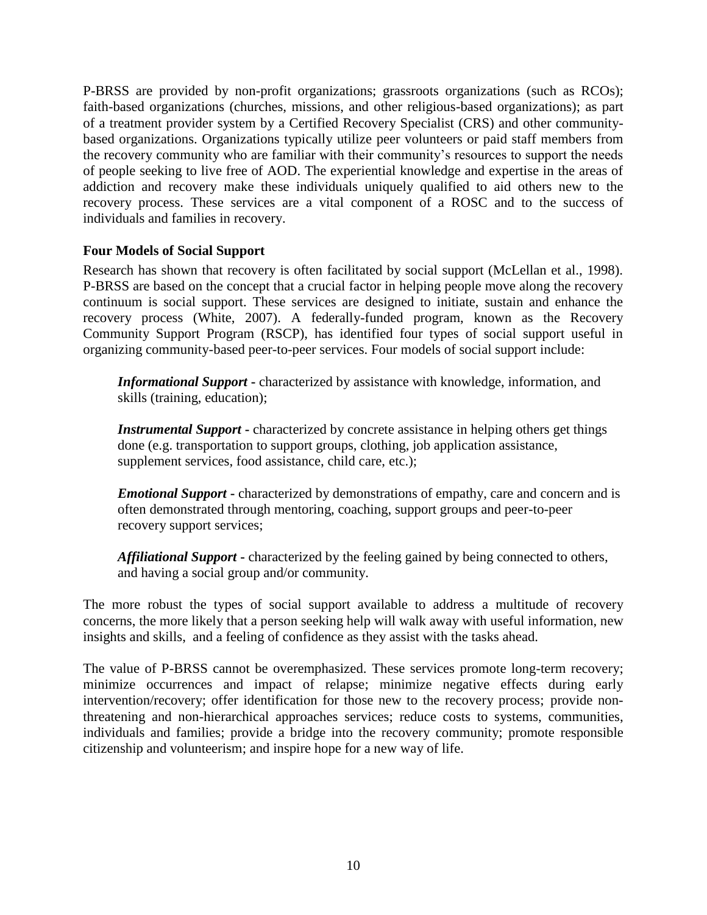P-BRSS are provided by non-profit organizations; grassroots organizations (such as RCOs); faith-based organizations (churches, missions, and other religious-based organizations); as part of a treatment provider system by a Certified Recovery Specialist (CRS) and other community-based organizations. Organizations typically utilize peer volunteers or paid staff members from the recovery community who are familiar with their community's resources to support the needs of people seeking to live free of AOD. The experiential knowledge and expertise in the areas of addiction and recovery make these individuals uniquely qualified to aid others new to the recovery process. These services are a vital component of a ROSC and to the success of individuals and families in recovery.

### Four Models of Social Support

Research has shown that recovery is often facilitated by social support (McLellan et al., 1998). P-BRSS are based on the concept that a crucial factor in helping people move along the recovery continuum is social support. These services are designed to initiate, sustain and enhance the recovery process (White, 2007). A federally-funded program, known as the Recovery Community Support Program (RSCP), has identified four types of social support useful in organizing community-based peer-to-peer services. Four models of social support include:

***Informational Support*** - characterized by assistance with knowledge, information, and skills (training, education);

***Instrumental Support*** - characterized by concrete assistance in helping others get things done (e.g. transportation to support groups, clothing, job application assistance, supplement services, food assistance, child care, etc.);

***Emotional Support*** - characterized by demonstrations of empathy, care and concern and is often demonstrated through mentoring, coaching, support groups and peer-to-peer recovery support services;

***Affiliational Support*** - characterized by the feeling gained by being connected to others, and having a social group and/or community.

The more robust the types of social support available to address a multitude of recovery concerns, the more likely that a person seeking help will walk away with useful information, new insights and skills, and a feeling of confidence as they assist with the tasks ahead.

The value of P-BRSS cannot be overemphasized. These services promote long-term recovery; minimize occurrences and impact of relapse; minimize negative effects during early intervention/recovery; offer identification for those new to the recovery process; provide non-threatening and non-hierarchical approaches services; reduce costs to systems, communities, individuals and families; provide a bridge into the recovery community; promote responsible citizenship and volunteerism; and inspire hope for a new way of life.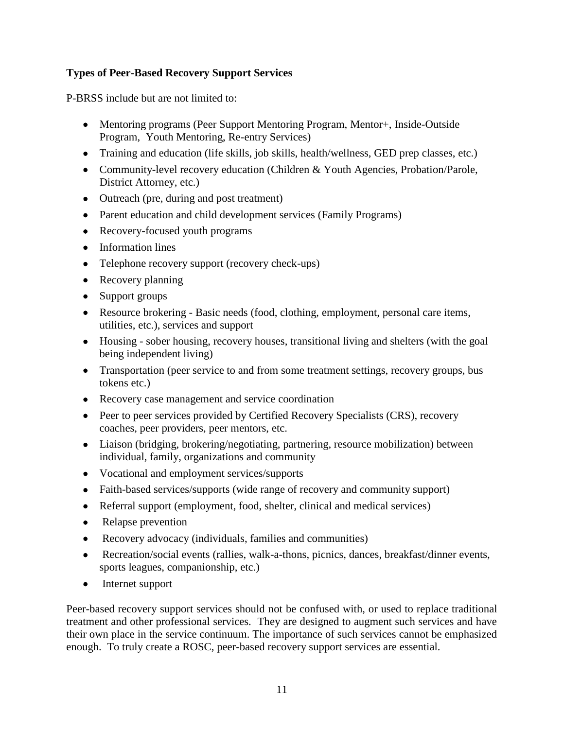**Types of Peer-Based Recovery Support Services**

P-BRSS include but are not limited to:

- Mentoring programs (Peer Support Mentoring Program, Mentor+, Inside-Outside Program, Youth Mentoring, Re-entry Services)
- Training and education (life skills, job skills, health/wellness, GED prep classes, etc.)
- Community-level recovery education (Children & Youth Agencies, Probation/Parole, District Attorney, etc.)
- Outreach (pre, during and post treatment)
- Parent education and child development services (Family Programs)
- Recovery-focused youth programs
- Information lines
- Telephone recovery support (recovery check-ups)
- Recovery planning
- Support groups
- Resource brokering - Basic needs (food, clothing, employment, personal care items, utilities, etc.), services and support
- Housing - sober housing, recovery houses, transitional living and shelters (with the goal being independent living)
- Transportation (peer service to and from some treatment settings, recovery groups, bus tokens etc.)
- Recovery case management and service coordination
- Peer to peer services provided by Certified Recovery Specialists (CRS), recovery coaches, peer providers, peer mentors, etc.
- Liaison (bridging, brokering/negotiating, partnering, resource mobilization) between individual, family, organizations and community
- Vocational and employment services/supports
- Faith-based services/supports (wide range of recovery and community support)
- Referral support (employment, food, shelter, clinical and medical services)
- Relapse prevention
- Recovery advocacy (individuals, families and communities)
- Recreation/social events (rallies, walk-a-thons, picnics, dances, breakfast/dinner events, sports leagues, companionship, etc.)
- Internet support

Peer-based recovery support services should not be confused with, or used to replace traditional treatment and other professional services. They are designed to augment such services and have their own place in the service continuum. The importance of such services cannot be emphasized enough. To truly create a ROSC, peer-based recovery support services are essential.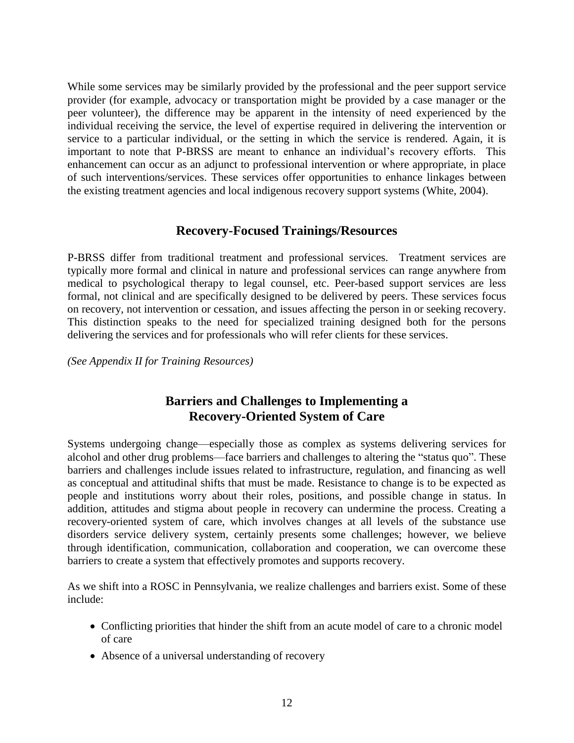While some services may be similarly provided by the professional and the peer support service provider (for example, advocacy or transportation might be provided by a case manager or the peer volunteer), the difference may be apparent in the intensity of need experienced by the individual receiving the service, the level of expertise required in delivering the intervention or service to a particular individual, or the setting in which the service is rendered. Again, it is important to note that P-BRSS are meant to enhance an individual's recovery efforts. This enhancement can occur as an adjunct to professional intervention or where appropriate, in place of such interventions/services. These services offer opportunities to enhance linkages between the existing treatment agencies and local indigenous recovery support systems (White, 2004).

## Recovery-Focused Trainings/Resources

P-BRSS differ from traditional treatment and professional services. Treatment services are typically more formal and clinical in nature and professional services can range anywhere from medical to psychological therapy to legal counsel, etc. Peer-based support services are less formal, not clinical and are specifically designed to be delivered by peers. These services focus on recovery, not intervention or cessation, and issues affecting the person in or seeking recovery. This distinction speaks to the need for specialized training designed both for the persons delivering the services and for professionals who will refer clients for these services.

*(See Appendix II for Training Resources)*

## Barriers and Challenges to Implementing a Recovery-Oriented System of Care

Systems undergoing change—especially those as complex as systems delivering services for alcohol and other drug problems—face barriers and challenges to altering the "status quo". These barriers and challenges include issues related to infrastructure, regulation, and financing as well as conceptual and attitudinal shifts that must be made. Resistance to change is to be expected as people and institutions worry about their roles, positions, and possible change in status. In addition, attitudes and stigma about people in recovery can undermine the process. Creating a recovery-oriented system of care, which involves changes at all levels of the substance use disorders service delivery system, certainly presents some challenges; however, we believe through identification, communication, collaboration and cooperation, we can overcome these barriers to create a system that effectively promotes and supports recovery.

As we shift into a ROSC in Pennsylvania, we realize challenges and barriers exist. Some of these include:

- Conflicting priorities that hinder the shift from an acute model of care to a chronic model of care
- Absence of a universal understanding of recovery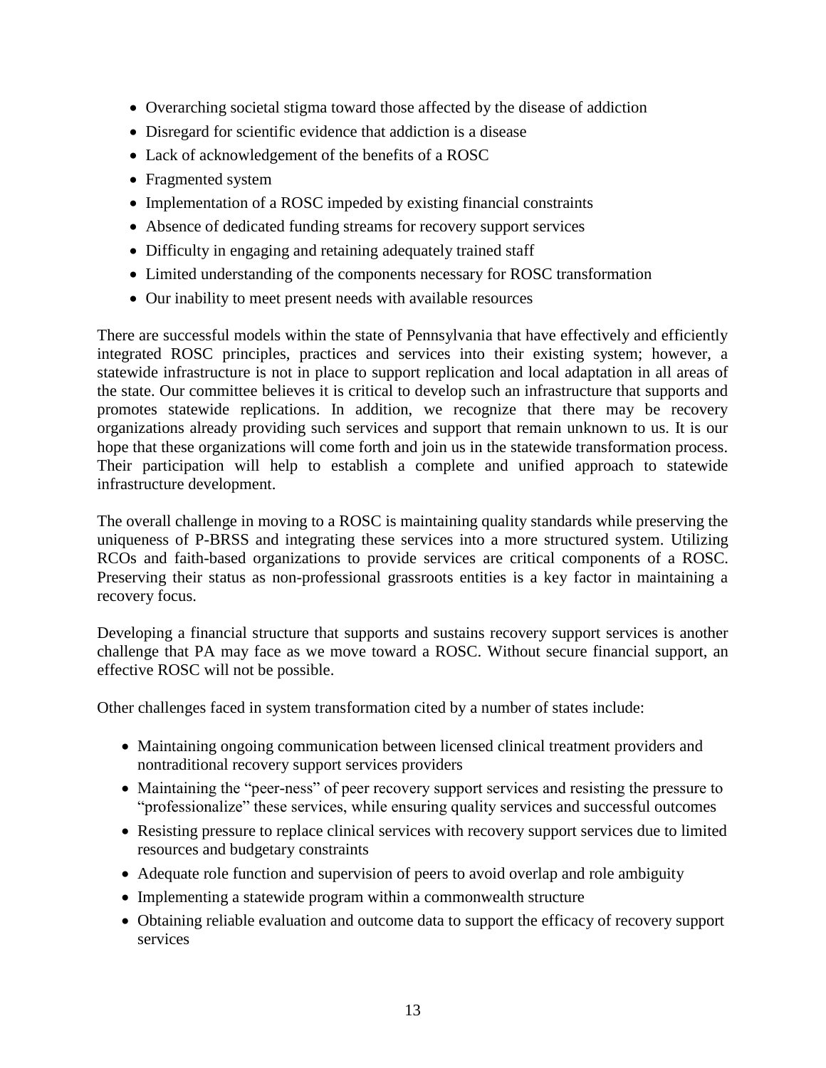- Overarching societal stigma toward those affected by the disease of addiction
- Disregard for scientific evidence that addiction is a disease
- Lack of acknowledgement of the benefits of a ROSC
- Fragmented system
- Implementation of a ROSC impeded by existing financial constraints
- Absence of dedicated funding streams for recovery support services
- Difficulty in engaging and retaining adequately trained staff
- Limited understanding of the components necessary for ROSC transformation
- Our inability to meet present needs with available resources

There are successful models within the state of Pennsylvania that have effectively and efficiently integrated ROSC principles, practices and services into their existing system; however, a statewide infrastructure is not in place to support replication and local adaptation in all areas of the state. Our committee believes it is critical to develop such an infrastructure that supports and promotes statewide replications. In addition, we recognize that there may be recovery organizations already providing such services and support that remain unknown to us. It is our hope that these organizations will come forth and join us in the statewide transformation process. Their participation will help to establish a complete and unified approach to statewide infrastructure development.

The overall challenge in moving to a ROSC is maintaining quality standards while preserving the uniqueness of P-BRSS and integrating these services into a more structured system. Utilizing RCOs and faith-based organizations to provide services are critical components of a ROSC. Preserving their status as non-professional grassroots entities is a key factor in maintaining a recovery focus.

Developing a financial structure that supports and sustains recovery support services is another challenge that PA may face as we move toward a ROSC. Without secure financial support, an effective ROSC will not be possible.

Other challenges faced in system transformation cited by a number of states include:

- Maintaining ongoing communication between licensed clinical treatment providers and nontraditional recovery support services providers
- Maintaining the "peer-ness" of peer recovery support services and resisting the pressure to "professionalize" these services, while ensuring quality services and successful outcomes
- Resisting pressure to replace clinical services with recovery support services due to limited resources and budgetary constraints
- Adequate role function and supervision of peers to avoid overlap and role ambiguity
- Implementing a statewide program within a commonwealth structure
- Obtaining reliable evaluation and outcome data to support the efficacy of recovery support services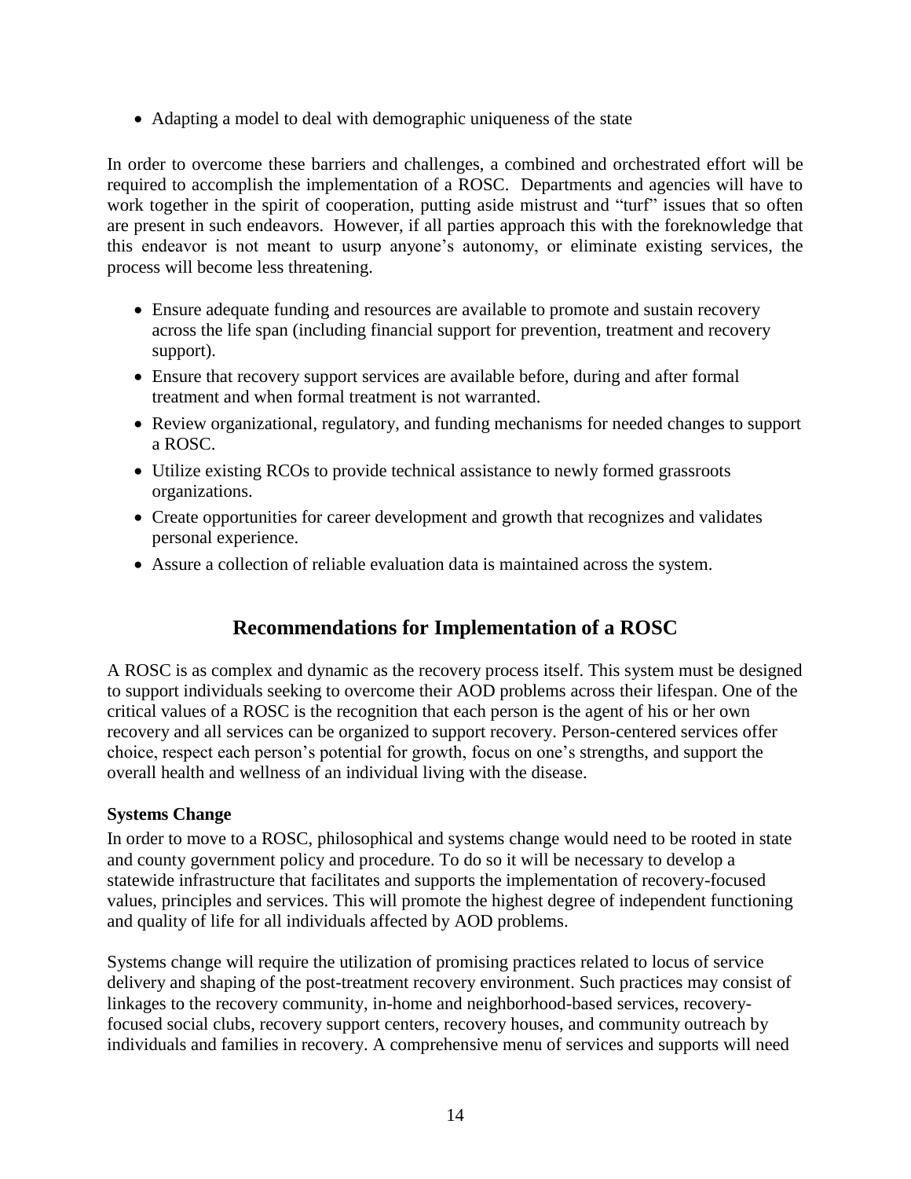- Adapting a model to deal with demographic uniqueness of the state

In order to overcome these barriers and challenges, a combined and orchestrated effort will be required to accomplish the implementation of a ROSC. Departments and agencies will have to work together in the spirit of cooperation, putting aside mistrust and "turf" issues that so often are present in such endeavors. However, if all parties approach this with the foreknowledge that this endeavor is not meant to usurp anyone's autonomy, or eliminate existing services, the process will become less threatening.

- Ensure adequate funding and resources are available to promote and sustain recovery across the life span (including financial support for prevention, treatment and recovery support).
- Ensure that recovery support services are available before, during and after formal treatment and when formal treatment is not warranted.
- Review organizational, regulatory, and funding mechanisms for needed changes to support a ROSC.
- Utilize existing RCOs to provide technical assistance to newly formed grassroots organizations.
- Create opportunities for career development and growth that recognizes and validates personal experience.
- Assure a collection of reliable evaluation data is maintained across the system.

## Recommendations for Implementation of a ROSC

A ROSC is as complex and dynamic as the recovery process itself. This system must be designed to support individuals seeking to overcome their AOD problems across their lifespan. One of the critical values of a ROSC is the recognition that each person is the agent of his or her own recovery and all services can be organized to support recovery. Person-centered services offer choice, respect each person's potential for growth, focus on one's strengths, and support the overall health and wellness of an individual living with the disease.

**Systems Change**

In order to move to a ROSC, philosophical and systems change would need to be rooted in state and county government policy and procedure. To do so it will be necessary to develop a statewide infrastructure that facilitates and supports the implementation of recovery-focused values, principles and services. This will promote the highest degree of independent functioning and quality of life for all individuals affected by AOD problems.

Systems change will require the utilization of promising practices related to locus of service delivery and shaping of the post-treatment recovery environment. Such practices may consist of linkages to the recovery community, in-home and neighborhood-based services, recovery-focused social clubs, recovery support centers, recovery houses, and community outreach by individuals and families in recovery. A comprehensive menu of services and supports will need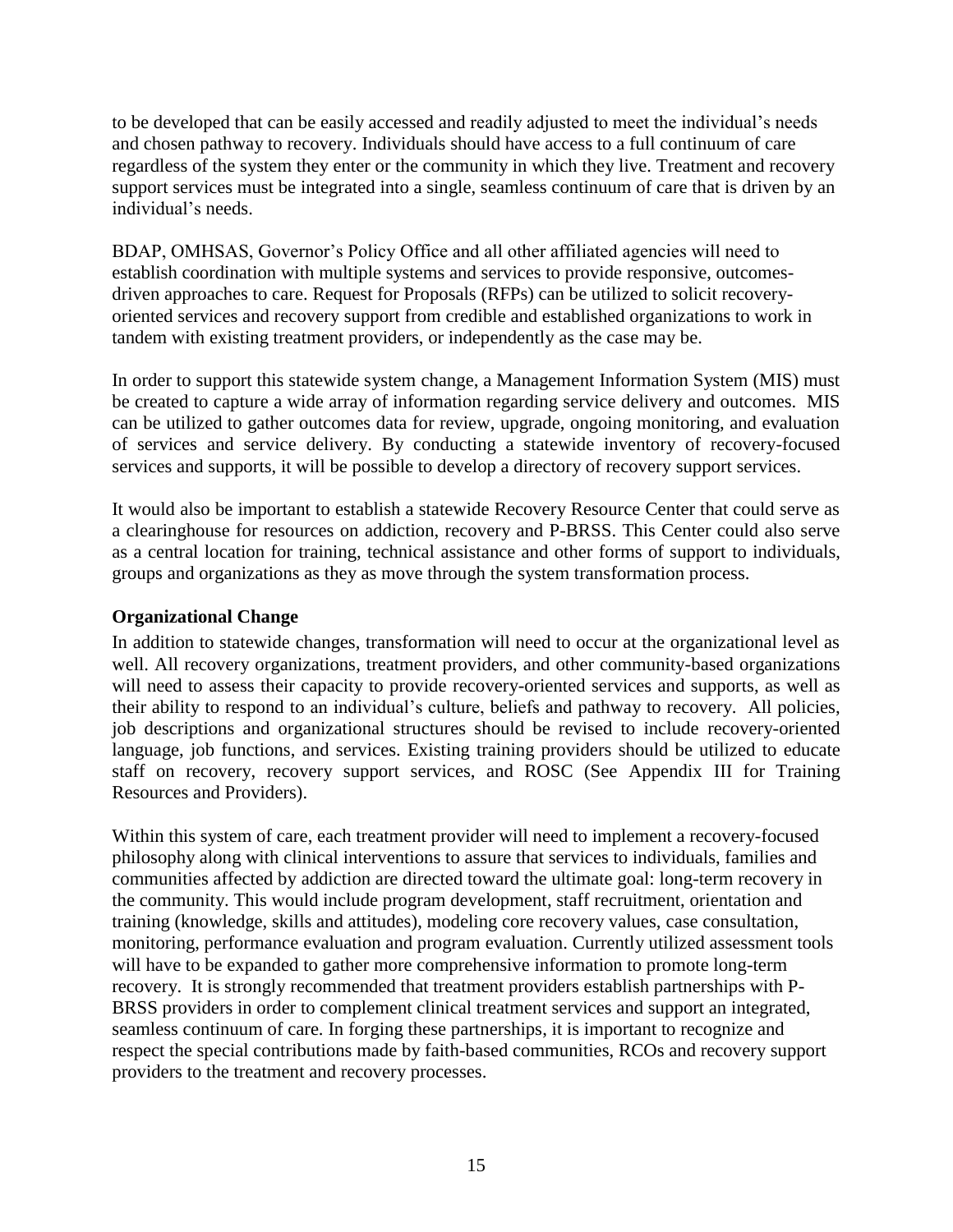to be developed that can be easily accessed and readily adjusted to meet the individual's needs and chosen pathway to recovery. Individuals should have access to a full continuum of care regardless of the system they enter or the community in which they live. Treatment and recovery support services must be integrated into a single, seamless continuum of care that is driven by an individual's needs.

BDAP, OMHSAS, Governor's Policy Office and all other affiliated agencies will need to establish coordination with multiple systems and services to provide responsive, outcomes-driven approaches to care. Request for Proposals (RFPs) can be utilized to solicit recovery-oriented services and recovery support from credible and established organizations to work in tandem with existing treatment providers, or independently as the case may be.

In order to support this statewide system change, a Management Information System (MIS) must be created to capture a wide array of information regarding service delivery and outcomes. MIS can be utilized to gather outcomes data for review, upgrade, ongoing monitoring, and evaluation of services and service delivery. By conducting a statewide inventory of recovery-focused services and supports, it will be possible to develop a directory of recovery support services.

It would also be important to establish a statewide Recovery Resource Center that could serve as a clearinghouse for resources on addiction, recovery and P-BRSS. This Center could also serve as a central location for training, technical assistance and other forms of support to individuals, groups and organizations as they as move through the system transformation process.

**Organizational Change**

In addition to statewide changes, transformation will need to occur at the organizational level as well. All recovery organizations, treatment providers, and other community-based organizations will need to assess their capacity to provide recovery-oriented services and supports, as well as their ability to respond to an individual's culture, beliefs and pathway to recovery. All policies, job descriptions and organizational structures should be revised to include recovery-oriented language, job functions, and services. Existing training providers should be utilized to educate staff on recovery, recovery support services, and ROSC (See Appendix III for Training Resources and Providers).

Within this system of care, each treatment provider will need to implement a recovery-focused philosophy along with clinical interventions to assure that services to individuals, families and communities affected by addiction are directed toward the ultimate goal: long-term recovery in the community. This would include program development, staff recruitment, orientation and training (knowledge, skills and attitudes), modeling core recovery values, case consultation, monitoring, performance evaluation and program evaluation. Currently utilized assessment tools will have to be expanded to gather more comprehensive information to promote long-term recovery. It is strongly recommended that treatment providers establish partnerships with P-BRSS providers in order to complement clinical treatment services and support an integrated, seamless continuum of care. In forging these partnerships, it is important to recognize and respect the special contributions made by faith-based communities, RCOs and recovery support providers to the treatment and recovery processes.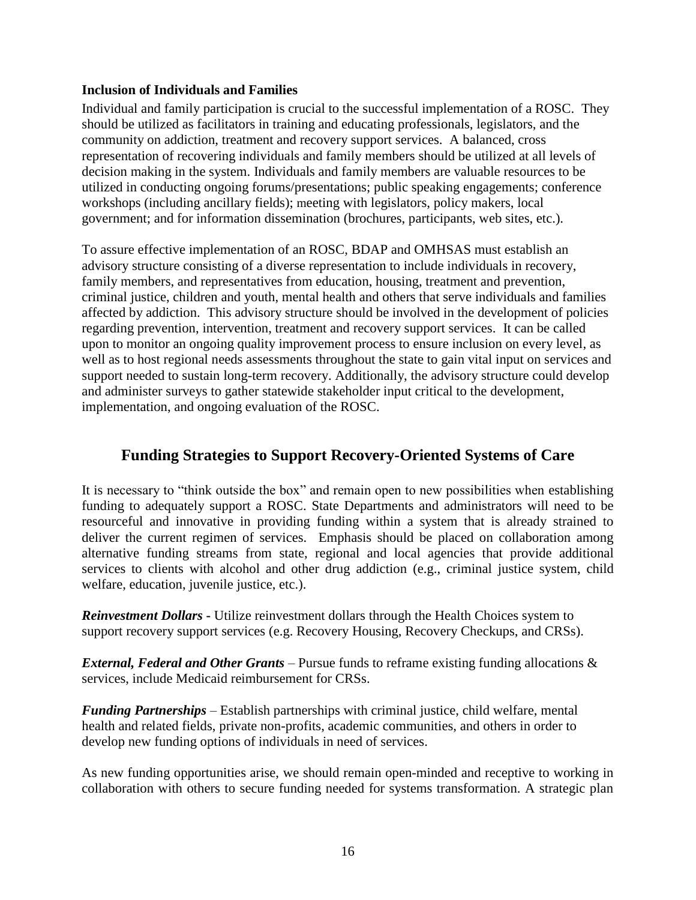**Inclusion of Individuals and Families**

Individual and family participation is crucial to the successful implementation of a ROSC. They should be utilized as facilitators in training and educating professionals, legislators, and the community on addiction, treatment and recovery support services. A balanced, cross representation of recovering individuals and family members should be utilized at all levels of decision making in the system. Individuals and family members are valuable resources to be utilized in conducting ongoing forums/presentations; public speaking engagements; conference workshops (including ancillary fields); meeting with legislators, policy makers, local government; and for information dissemination (brochures, participants, web sites, etc.).

To assure effective implementation of an ROSC, BDAP and OMHSAS must establish an advisory structure consisting of a diverse representation to include individuals in recovery, family members, and representatives from education, housing, treatment and prevention, criminal justice, children and youth, mental health and others that serve individuals and families affected by addiction. This advisory structure should be involved in the development of policies regarding prevention, intervention, treatment and recovery support services. It can be called upon to monitor an ongoing quality improvement process to ensure inclusion on every level, as well as to host regional needs assessments throughout the state to gain vital input on services and support needed to sustain long-term recovery. Additionally, the advisory structure could develop and administer surveys to gather statewide stakeholder input critical to the development, implementation, and ongoing evaluation of the ROSC.

## Funding Strategies to Support Recovery-Oriented Systems of Care

It is necessary to "think outside the box" and remain open to new possibilities when establishing funding to adequately support a ROSC. State Departments and administrators will need to be resourceful and innovative in providing funding within a system that is already strained to deliver the current regimen of services. Emphasis should be placed on collaboration among alternative funding streams from state, regional and local agencies that provide additional services to clients with alcohol and other drug addiction (e.g., criminal justice system, child welfare, education, juvenile justice, etc.).

***Reinvestment Dollars*** - Utilize reinvestment dollars through the Health Choices system to support recovery support services (e.g. Recovery Housing, Recovery Checkups, and CRSs).

***External, Federal and Other Grants*** – Pursue funds to reframe existing funding allocations & services, include Medicaid reimbursement for CRSs.

***Funding Partnerships*** – Establish partnerships with criminal justice, child welfare, mental health and related fields, private non-profits, academic communities, and others in order to develop new funding options of individuals in need of services.

As new funding opportunities arise, we should remain open-minded and receptive to working in collaboration with others to secure funding needed for systems transformation. A strategic plan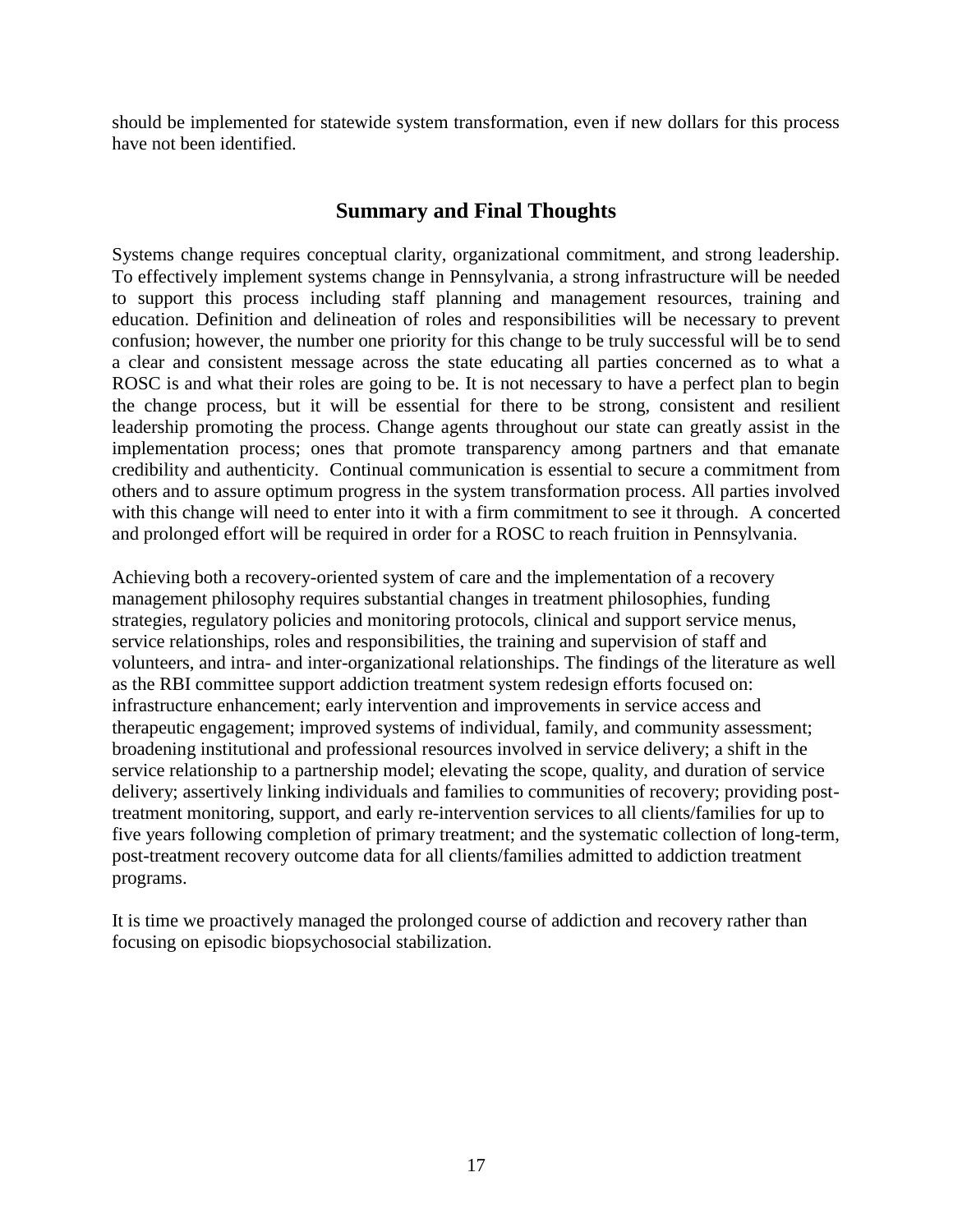should be implemented for statewide system transformation, even if new dollars for this process have not been identified.

## Summary and Final Thoughts

Systems change requires conceptual clarity, organizational commitment, and strong leadership. To effectively implement systems change in Pennsylvania, a strong infrastructure will be needed to support this process including staff planning and management resources, training and education. Definition and delineation of roles and responsibilities will be necessary to prevent confusion; however, the number one priority for this change to be truly successful will be to send a clear and consistent message across the state educating all parties concerned as to what a ROSC is and what their roles are going to be. It is not necessary to have a perfect plan to begin the change process, but it will be essential for there to be strong, consistent and resilient leadership promoting the process. Change agents throughout our state can greatly assist in the implementation process; ones that promote transparency among partners and that emanate credibility and authenticity. Continual communication is essential to secure a commitment from others and to assure optimum progress in the system transformation process. All parties involved with this change will need to enter into it with a firm commitment to see it through. A concerted and prolonged effort will be required in order for a ROSC to reach fruition in Pennsylvania.

Achieving both a recovery-oriented system of care and the implementation of a recovery management philosophy requires substantial changes in treatment philosophies, funding strategies, regulatory policies and monitoring protocols, clinical and support service menus, service relationships, roles and responsibilities, the training and supervision of staff and volunteers, and intra- and inter-organizational relationships. The findings of the literature as well as the RBI committee support addiction treatment system redesign efforts focused on: infrastructure enhancement; early intervention and improvements in service access and therapeutic engagement; improved systems of individual, family, and community assessment; broadening institutional and professional resources involved in service delivery; a shift in the service relationship to a partnership model; elevating the scope, quality, and duration of service delivery; assertively linking individuals and families to communities of recovery; providing post-treatment monitoring, support, and early re-intervention services to all clients/families for up to five years following completion of primary treatment; and the systematic collection of long-term, post-treatment recovery outcome data for all clients/families admitted to addiction treatment programs.

It is time we proactively managed the prolonged course of addiction and recovery rather than focusing on episodic biopsychosocial stabilization.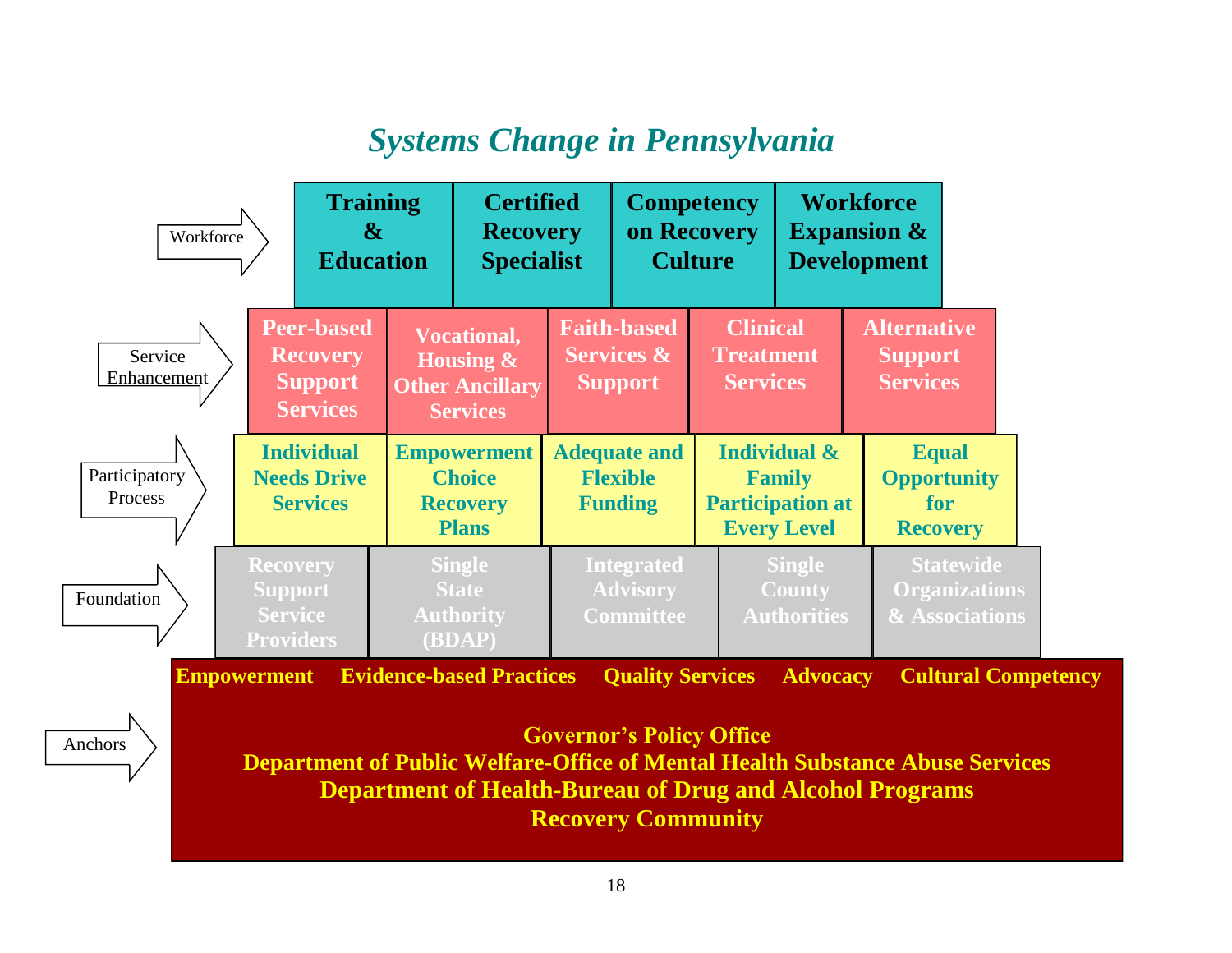# *Systems Change in Pennsylvania*

| Layer | | | | | |
|---|---|---|---|---|---|
| Workforce | Training & Education | Certified Recovery Specialist | Competency on Recovery Culture | Workforce Expansion & Development | |
| Service Enhancement | Peer-based Recovery Support Services | Vocational, Housing & Other Ancillary Services | Faith-based Services & Support | Clinical Treatment Services | Alternative Support Services |
| Participatory Process | Individual Needs Drive Services | Empowerment Choice Recovery Plans | Adequate and Flexible Funding | Individual & Family Participation at Every Level | Equal Opportunity for Recovery |
| Foundation | Recovery Support Service Providers | Single State Authority (BDAP) | Integrated Advisory Committee | Single County Authorities | Statewide Organizations & Associations |
| Anchors | Empowerment | Evidence-based Practices | Quality Services | Advocacy | Cultural Competency |

**Anchors:**

**Governor's Policy Office**
**Department of Public Welfare-Office of Mental Health Substance Abuse Services**
**Department of Health-Bureau of Drug and Alcohol Programs**
**Recovery Community**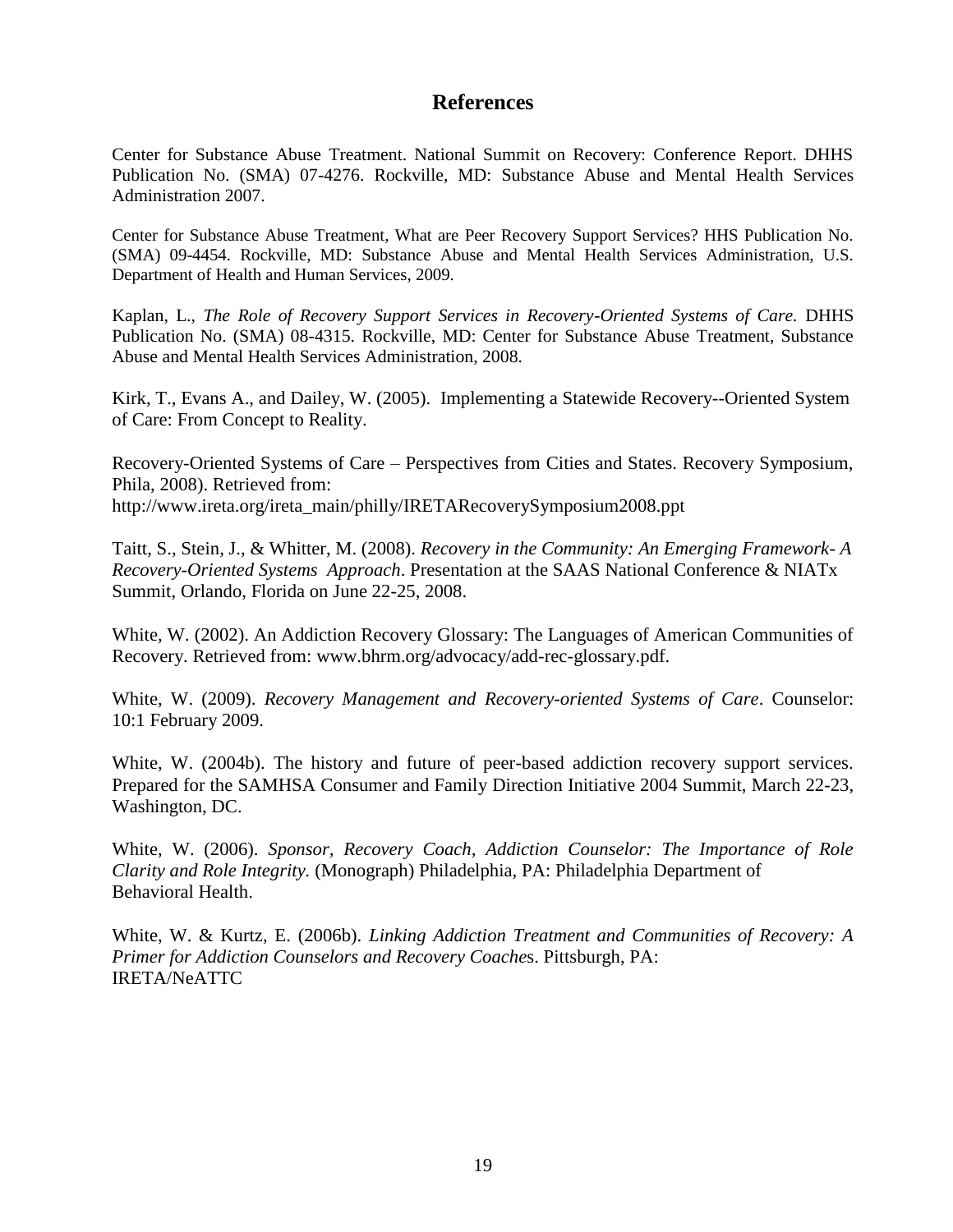## References

Center for Substance Abuse Treatment. National Summit on Recovery: Conference Report. DHHS Publication No. (SMA) 07-4276. Rockville, MD: Substance Abuse and Mental Health Services Administration 2007.

Center for Substance Abuse Treatment, What are Peer Recovery Support Services? HHS Publication No. (SMA) 09-4454. Rockville, MD: Substance Abuse and Mental Health Services Administration, U.S. Department of Health and Human Services, 2009.

Kaplan, L., *The Role of Recovery Support Services in Recovery-Oriented Systems of Care.* DHHS Publication No. (SMA) 08-4315. Rockville, MD: Center for Substance Abuse Treatment, Substance Abuse and Mental Health Services Administration, 2008.

Kirk, T., Evans A., and Dailey, W. (2005). Implementing a Statewide Recovery--Oriented System of Care: From Concept to Reality.

Recovery-Oriented Systems of Care – Perspectives from Cities and States. Recovery Symposium, Phila, 2008). Retrieved from: http://www.ireta.org/ireta_main/philly/IRETARecoverySymposium2008.ppt

Taitt, S., Stein, J., & Whitter, M. (2008). *Recovery in the Community: An Emerging Framework- A Recovery-Oriented Systems Approach*. Presentation at the SAAS National Conference & NIATx Summit, Orlando, Florida on June 22-25, 2008.

White, W. (2002). An Addiction Recovery Glossary: The Languages of American Communities of Recovery. Retrieved from: www.bhrm.org/advocacy/add-rec-glossary.pdf.

White, W. (2009). *Recovery Management and Recovery-oriented Systems of Care*. Counselor: 10:1 February 2009.

White, W. (2004b). The history and future of peer-based addiction recovery support services. Prepared for the SAMHSA Consumer and Family Direction Initiative 2004 Summit, March 22-23, Washington, DC.

White, W. (2006). *Sponsor, Recovery Coach, Addiction Counselor: The Importance of Role Clarity and Role Integrity.* (Monograph) Philadelphia, PA: Philadelphia Department of Behavioral Health.

White, W. & Kurtz, E. (2006b). *Linking Addiction Treatment and Communities of Recovery: A Primer for Addiction Counselors and Recovery Coaches*. Pittsburgh, PA: IRETA/NeATTC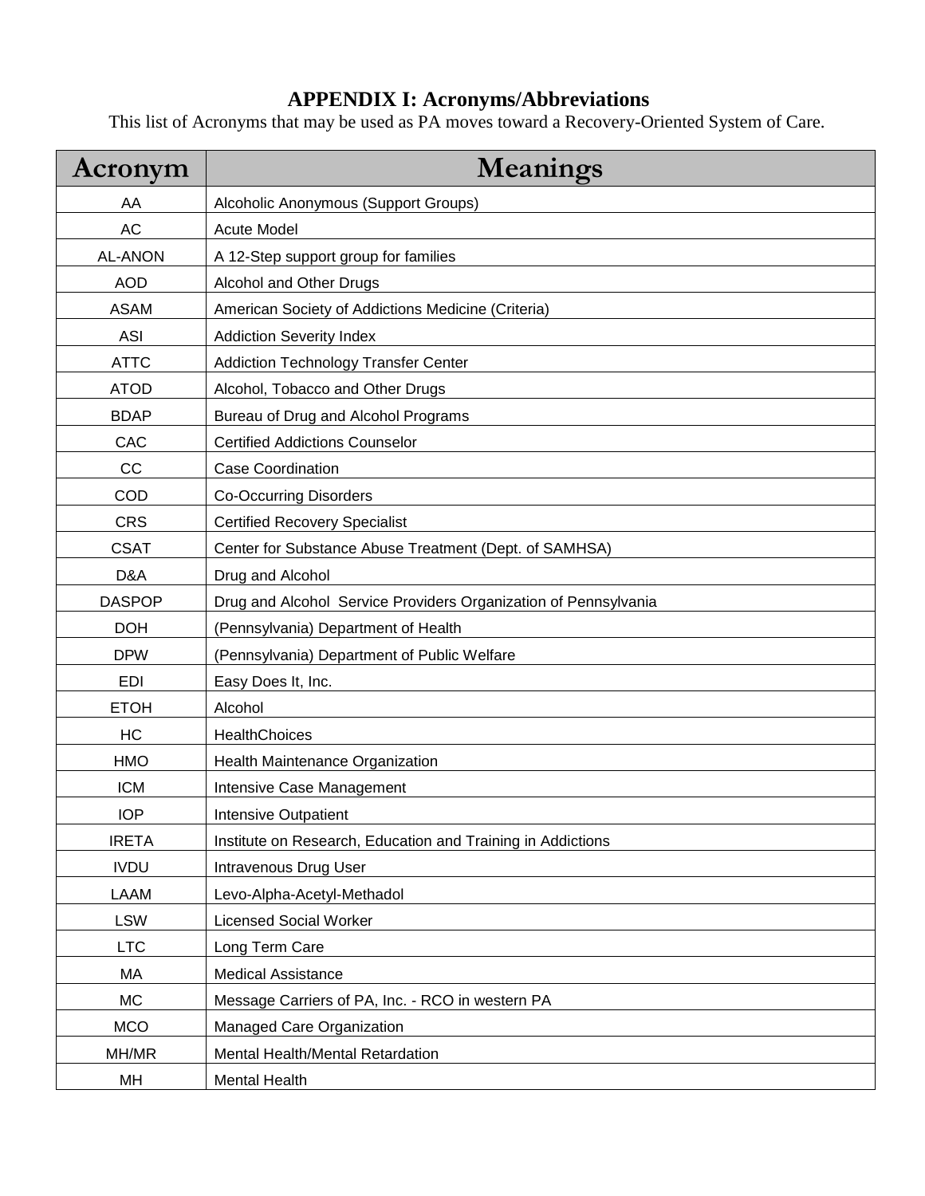## APPENDIX I: Acronyms/Abbreviations

This list of Acronyms that may be used as PA moves toward a Recovery-Oriented System of Care.

| Acronym | Meanings |
|---|---|
| AA | Alcoholic Anonymous (Support Groups) |
| AC | Acute Model |
| AL-ANON | A 12-Step support group for families |
| AOD | Alcohol and Other Drugs |
| ASAM | American Society of Addictions Medicine (Criteria) |
| ASI | Addiction Severity Index |
| ATTC | Addiction Technology Transfer Center |
| ATOD | Alcohol, Tobacco and Other Drugs |
| BDAP | Bureau of Drug and Alcohol Programs |
| CAC | Certified Addictions Counselor |
| CC | Case Coordination |
| COD | Co-Occurring Disorders |
| CRS | Certified Recovery Specialist |
| CSAT | Center for Substance Abuse Treatment (Dept. of SAMHSA) |
| D&A | Drug and Alcohol |
| DASPOP | Drug and Alcohol Service Providers Organization of Pennsylvania |
| DOH | (Pennsylvania) Department of Health |
| DPW | (Pennsylvania) Department of Public Welfare |
| EDI | Easy Does It, Inc. |
| ETOH | Alcohol |
| HC | HealthChoices |
| HMO | Health Maintenance Organization |
| ICM | Intensive Case Management |
| IOP | Intensive Outpatient |
| IRETA | Institute on Research, Education and Training in Addictions |
| IVDU | Intravenous Drug User |
| LAAM | Levo-Alpha-Acetyl-Methadol |
| LSW | Licensed Social Worker |
| LTC | Long Term Care |
| MA | Medical Assistance |
| MC | Message Carriers of PA, Inc. - RCO in western PA |
| MCO | Managed Care Organization |
| MH/MR | Mental Health/Mental Retardation |
| MH | Mental Health |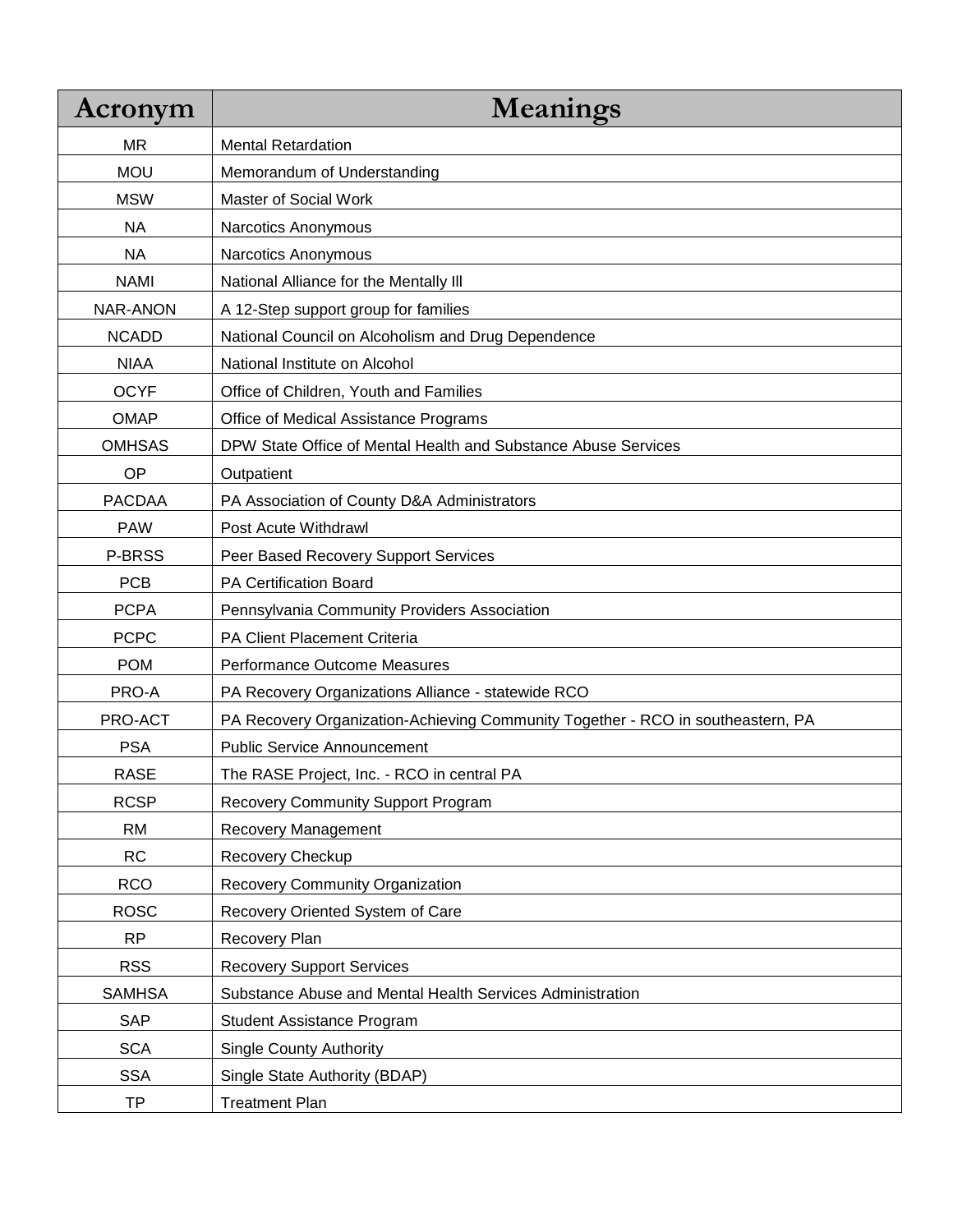| Acronym | Meanings |
|---|---|
| MR | Mental Retardation |
| MOU | Memorandum of Understanding |
| MSW | Master of Social Work |
| NA | Narcotics Anonymous |
| NA | Narcotics Anonymous |
| NAMI | National Alliance for the Mentally Ill |
| NAR-ANON | A 12-Step support group for families |
| NCADD | National Council on Alcoholism and Drug Dependence |
| NIAA | National Institute on Alcohol |
| OCYF | Office of Children, Youth and Families |
| OMAP | Office of Medical Assistance Programs |
| OMHSAS | DPW State Office of Mental Health and Substance Abuse Services |
| OP | Outpatient |
| PACDAA | PA Association of County D&A Administrators |
| PAW | Post Acute Withdrawl |
| P-BRSS | Peer Based Recovery Support Services |
| PCB | PA Certification Board |
| PCPA | Pennsylvania Community Providers Association |
| PCPC | PA Client Placement Criteria |
| POM | Performance Outcome Measures |
| PRO-A | PA Recovery Organizations Alliance - statewide RCO |
| PRO-ACT | PA Recovery Organization-Achieving Community Together - RCO in southeastern, PA |
| PSA | Public Service Announcement |
| RASE | The RASE Project, Inc. - RCO in central PA |
| RCSP | Recovery Community Support Program |
| RM | Recovery Management |
| RC | Recovery Checkup |
| RCO | Recovery Community Organization |
| ROSC | Recovery Oriented System of Care |
| RP | Recovery Plan |
| RSS | Recovery Support Services |
| SAMHSA | Substance Abuse and Mental Health Services Administration |
| SAP | Student Assistance Program |
| SCA | Single County Authority |
| SSA | Single State Authority (BDAP) |
| TP | Treatment Plan |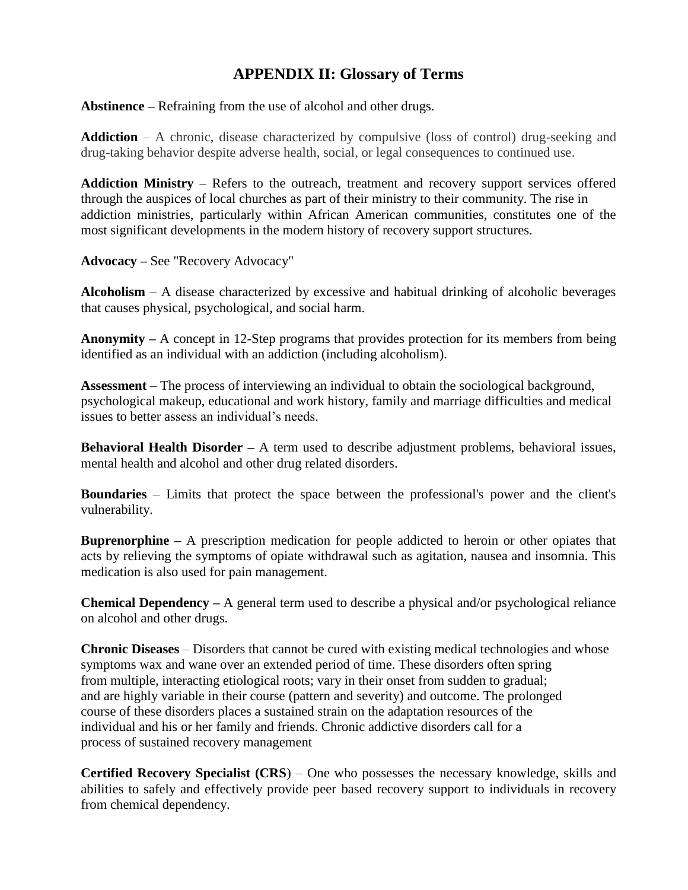# APPENDIX II: Glossary of Terms

**Abstinence –** Refraining from the use of alcohol and other drugs.

**Addiction** – A chronic, disease characterized by compulsive (loss of control) drug-seeking and drug-taking behavior despite adverse health, social, or legal consequences to continued use.

**Addiction Ministry** – Refers to the outreach, treatment and recovery support services offered through the auspices of local churches as part of their ministry to their community. The rise in addiction ministries, particularly within African American communities, constitutes one of the most significant developments in the modern history of recovery support structures.

**Advocacy –** See "Recovery Advocacy"

**Alcoholism** – A disease characterized by excessive and habitual drinking of alcoholic beverages that causes physical, psychological, and social harm.

**Anonymity –** A concept in 12-Step programs that provides protection for its members from being identified as an individual with an addiction (including alcoholism).

**Assessment** – The process of interviewing an individual to obtain the sociological background, psychological makeup, educational and work history, family and marriage difficulties and medical issues to better assess an individual's needs.

**Behavioral Health Disorder –** A term used to describe adjustment problems, behavioral issues, mental health and alcohol and other drug related disorders.

**Boundaries** – Limits that protect the space between the professional's power and the client's vulnerability.

**Buprenorphine –** A prescription medication for people addicted to heroin or other opiates that acts by relieving the symptoms of opiate withdrawal such as agitation, nausea and insomnia. This medication is also used for pain management.

**Chemical Dependency –** A general term used to describe a physical and/or psychological reliance on alcohol and other drugs.

**Chronic Diseases** – Disorders that cannot be cured with existing medical technologies and whose symptoms wax and wane over an extended period of time. These disorders often spring from multiple, interacting etiological roots; vary in their onset from sudden to gradual; and are highly variable in their course (pattern and severity) and outcome. The prolonged course of these disorders places a sustained strain on the adaptation resources of the individual and his or her family and friends. Chronic addictive disorders call for a process of sustained recovery management

**Certified Recovery Specialist (CRS**) – One who possesses the necessary knowledge, skills and abilities to safely and effectively provide peer based recovery support to individuals in recovery from chemical dependency.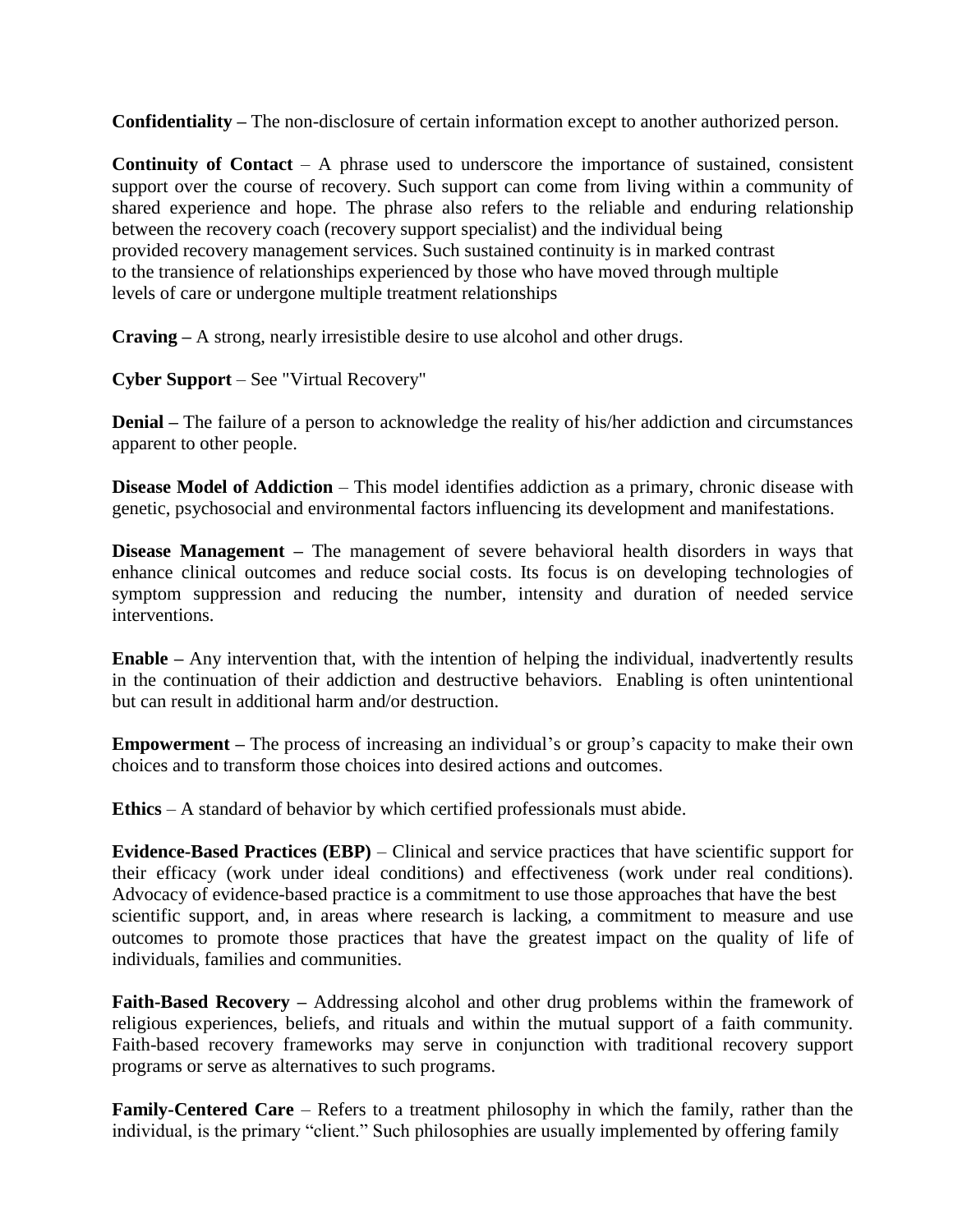**Confidentiality –** The non-disclosure of certain information except to another authorized person.

**Continuity of Contact** – A phrase used to underscore the importance of sustained, consistent support over the course of recovery. Such support can come from living within a community of shared experience and hope. The phrase also refers to the reliable and enduring relationship between the recovery coach (recovery support specialist) and the individual being provided recovery management services. Such sustained continuity is in marked contrast to the transience of relationships experienced by those who have moved through multiple levels of care or undergone multiple treatment relationships

**Craving –** A strong, nearly irresistible desire to use alcohol and other drugs.

**Cyber Support** – See "Virtual Recovery"

**Denial –** The failure of a person to acknowledge the reality of his/her addiction and circumstances apparent to other people.

**Disease Model of Addiction** – This model identifies addiction as a primary, chronic disease with genetic, psychosocial and environmental factors influencing its development and manifestations.

**Disease Management –** The management of severe behavioral health disorders in ways that enhance clinical outcomes and reduce social costs. Its focus is on developing technologies of symptom suppression and reducing the number, intensity and duration of needed service interventions.

**Enable –** Any intervention that, with the intention of helping the individual, inadvertently results in the continuation of their addiction and destructive behaviors. Enabling is often unintentional but can result in additional harm and/or destruction.

**Empowerment –** The process of increasing an individual's or group's capacity to make their own choices and to transform those choices into desired actions and outcomes.

**Ethics** – A standard of behavior by which certified professionals must abide.

**Evidence-Based Practices (EBP)** – Clinical and service practices that have scientific support for their efficacy (work under ideal conditions) and effectiveness (work under real conditions). Advocacy of evidence-based practice is a commitment to use those approaches that have the best scientific support, and, in areas where research is lacking, a commitment to measure and use outcomes to promote those practices that have the greatest impact on the quality of life of individuals, families and communities.

**Faith-Based Recovery –** Addressing alcohol and other drug problems within the framework of religious experiences, beliefs, and rituals and within the mutual support of a faith community. Faith-based recovery frameworks may serve in conjunction with traditional recovery support programs or serve as alternatives to such programs.

**Family-Centered Care** – Refers to a treatment philosophy in which the family, rather than the individual, is the primary "client." Such philosophies are usually implemented by offering family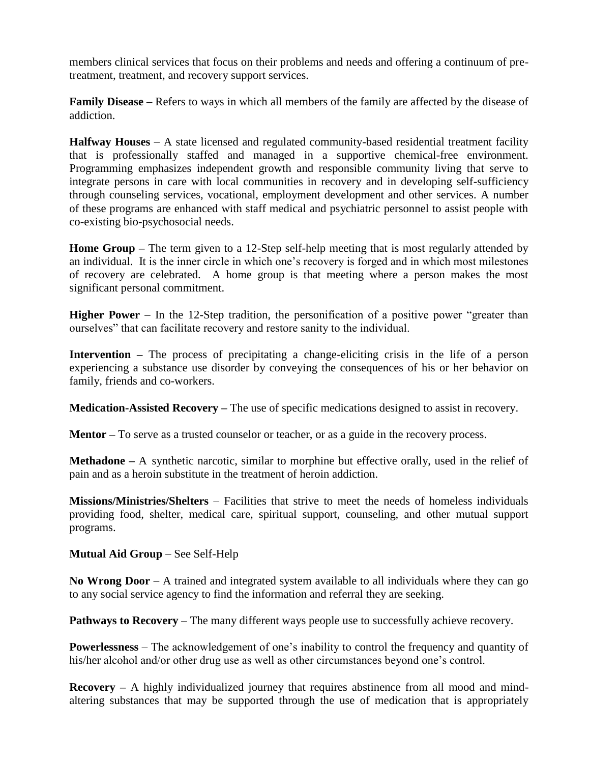members clinical services that focus on their problems and needs and offering a continuum of pre-treatment, treatment, and recovery support services.

**Family Disease –** Refers to ways in which all members of the family are affected by the disease of addiction.

**Halfway Houses** – A state licensed and regulated community-based residential treatment facility that is professionally staffed and managed in a supportive chemical-free environment. Programming emphasizes independent growth and responsible community living that serve to integrate persons in care with local communities in recovery and in developing self-sufficiency through counseling services, vocational, employment development and other services. A number of these programs are enhanced with staff medical and psychiatric personnel to assist people with co-existing bio-psychosocial needs.

**Home Group –** The term given to a 12-Step self-help meeting that is most regularly attended by an individual. It is the inner circle in which one's recovery is forged and in which most milestones of recovery are celebrated. A home group is that meeting where a person makes the most significant personal commitment.

**Higher Power** – In the 12-Step tradition, the personification of a positive power "greater than ourselves" that can facilitate recovery and restore sanity to the individual.

**Intervention –** The process of precipitating a change-eliciting crisis in the life of a person experiencing a substance use disorder by conveying the consequences of his or her behavior on family, friends and co-workers.

**Medication-Assisted Recovery –** The use of specific medications designed to assist in recovery.

**Mentor –** To serve as a trusted counselor or teacher, or as a guide in the recovery process.

**Methadone –** A synthetic narcotic, similar to morphine but effective orally, used in the relief of pain and as a heroin substitute in the treatment of heroin addiction.

**Missions/Ministries/Shelters** – Facilities that strive to meet the needs of homeless individuals providing food, shelter, medical care, spiritual support, counseling, and other mutual support programs.

**Mutual Aid Group** – See Self-Help

**No Wrong Door** – A trained and integrated system available to all individuals where they can go to any social service agency to find the information and referral they are seeking.

**Pathways to Recovery** – The many different ways people use to successfully achieve recovery.

**Powerlessness** – The acknowledgement of one's inability to control the frequency and quantity of his/her alcohol and/or other drug use as well as other circumstances beyond one's control.

**Recovery –** A highly individualized journey that requires abstinence from all mood and mind-altering substances that may be supported through the use of medication that is appropriately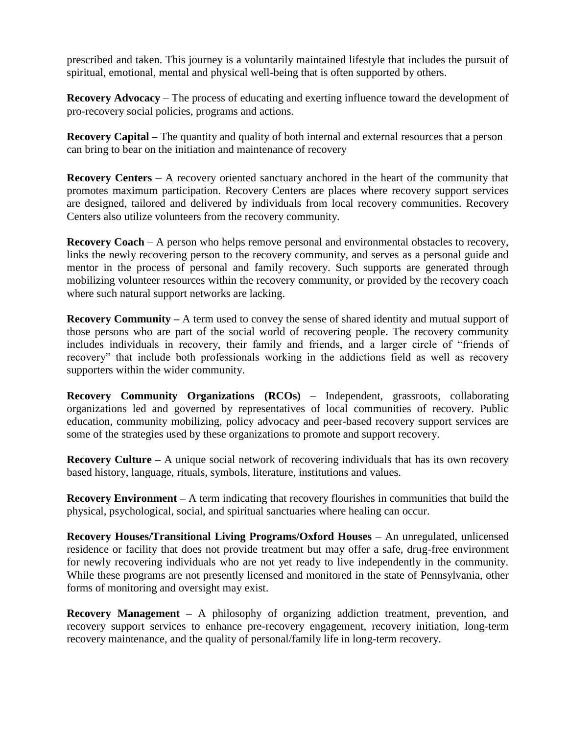prescribed and taken. This journey is a voluntarily maintained lifestyle that includes the pursuit of spiritual, emotional, mental and physical well-being that is often supported by others.

**Recovery Advocacy** – The process of educating and exerting influence toward the development of pro-recovery social policies, programs and actions.

**Recovery Capital –** The quantity and quality of both internal and external resources that a person can bring to bear on the initiation and maintenance of recovery

**Recovery Centers** – A recovery oriented sanctuary anchored in the heart of the community that promotes maximum participation. Recovery Centers are places where recovery support services are designed, tailored and delivered by individuals from local recovery communities. Recovery Centers also utilize volunteers from the recovery community.

**Recovery Coach** – A person who helps remove personal and environmental obstacles to recovery, links the newly recovering person to the recovery community, and serves as a personal guide and mentor in the process of personal and family recovery. Such supports are generated through mobilizing volunteer resources within the recovery community, or provided by the recovery coach where such natural support networks are lacking.

**Recovery Community –** A term used to convey the sense of shared identity and mutual support of those persons who are part of the social world of recovering people. The recovery community includes individuals in recovery, their family and friends, and a larger circle of "friends of recovery" that include both professionals working in the addictions field as well as recovery supporters within the wider community.

**Recovery Community Organizations (RCOs)** – Independent, grassroots, collaborating organizations led and governed by representatives of local communities of recovery. Public education, community mobilizing, policy advocacy and peer-based recovery support services are some of the strategies used by these organizations to promote and support recovery.

**Recovery Culture –** A unique social network of recovering individuals that has its own recovery based history, language, rituals, symbols, literature, institutions and values.

**Recovery Environment –** A term indicating that recovery flourishes in communities that build the physical, psychological, social, and spiritual sanctuaries where healing can occur.

**Recovery Houses/Transitional Living Programs/Oxford Houses** – An unregulated, unlicensed residence or facility that does not provide treatment but may offer a safe, drug-free environment for newly recovering individuals who are not yet ready to live independently in the community. While these programs are not presently licensed and monitored in the state of Pennsylvania, other forms of monitoring and oversight may exist.

**Recovery Management –** A philosophy of organizing addiction treatment, prevention, and recovery support services to enhance pre-recovery engagement, recovery initiation, long-term recovery maintenance, and the quality of personal/family life in long-term recovery.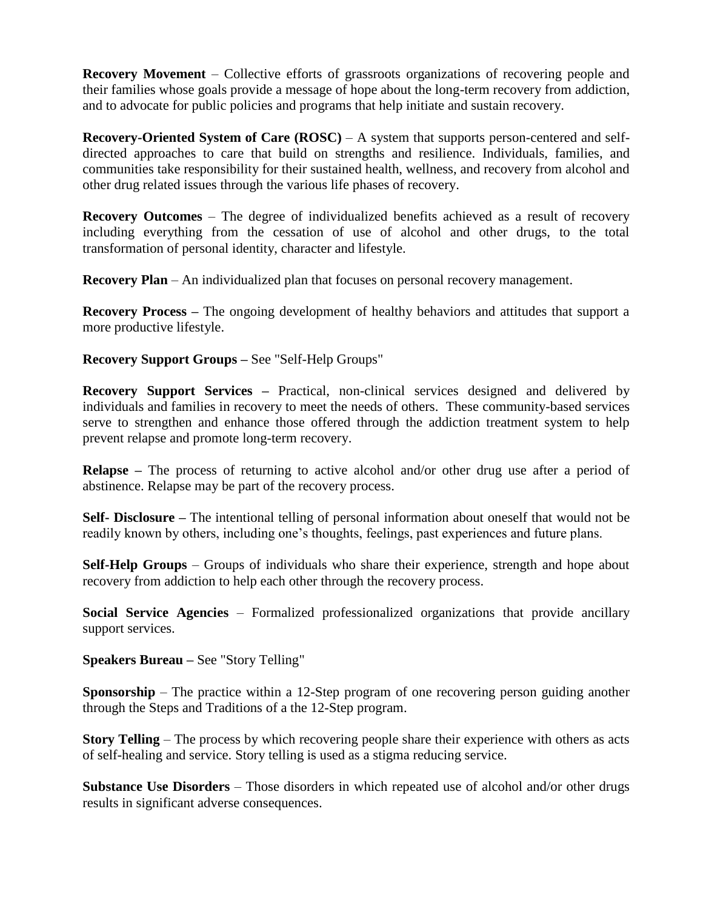**Recovery Movement** – Collective efforts of grassroots organizations of recovering people and their families whose goals provide a message of hope about the long-term recovery from addiction, and to advocate for public policies and programs that help initiate and sustain recovery.

**Recovery-Oriented System of Care (ROSC)** – A system that supports person-centered and self-directed approaches to care that build on strengths and resilience. Individuals, families, and communities take responsibility for their sustained health, wellness, and recovery from alcohol and other drug related issues through the various life phases of recovery.

**Recovery Outcomes** – The degree of individualized benefits achieved as a result of recovery including everything from the cessation of use of alcohol and other drugs, to the total transformation of personal identity, character and lifestyle.

**Recovery Plan** – An individualized plan that focuses on personal recovery management.

**Recovery Process –** The ongoing development of healthy behaviors and attitudes that support a more productive lifestyle.

**Recovery Support Groups –** See "Self-Help Groups"

**Recovery Support Services –** Practical, non-clinical services designed and delivered by individuals and families in recovery to meet the needs of others. These community-based services serve to strengthen and enhance those offered through the addiction treatment system to help prevent relapse and promote long-term recovery.

**Relapse –** The process of returning to active alcohol and/or other drug use after a period of abstinence. Relapse may be part of the recovery process.

**Self- Disclosure –** The intentional telling of personal information about oneself that would not be readily known by others, including one's thoughts, feelings, past experiences and future plans.

**Self-Help Groups** – Groups of individuals who share their experience, strength and hope about recovery from addiction to help each other through the recovery process.

**Social Service Agencies** – Formalized professionalized organizations that provide ancillary support services.

**Speakers Bureau –** See "Story Telling"

**Sponsorship** – The practice within a 12-Step program of one recovering person guiding another through the Steps and Traditions of a the 12-Step program.

**Story Telling** – The process by which recovering people share their experience with others as acts of self-healing and service. Story telling is used as a stigma reducing service.

**Substance Use Disorders** – Those disorders in which repeated use of alcohol and/or other drugs results in significant adverse consequences.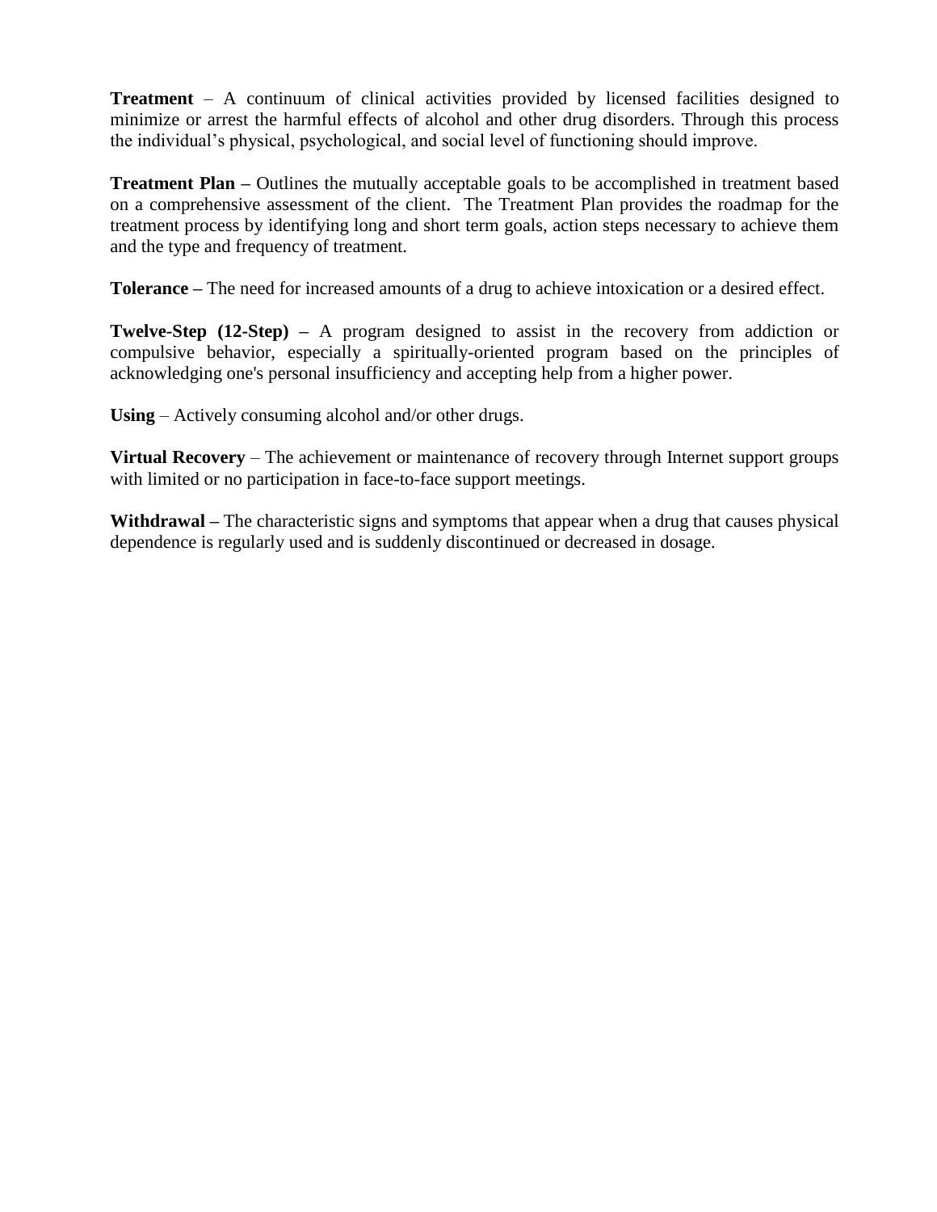**Treatment** – A continuum of clinical activities provided by licensed facilities designed to minimize or arrest the harmful effects of alcohol and other drug disorders. Through this process the individual's physical, psychological, and social level of functioning should improve.

**Treatment Plan –** Outlines the mutually acceptable goals to be accomplished in treatment based on a comprehensive assessment of the client. The Treatment Plan provides the roadmap for the treatment process by identifying long and short term goals, action steps necessary to achieve them and the type and frequency of treatment.

**Tolerance –** The need for increased amounts of a drug to achieve intoxication or a desired effect.

**Twelve-Step (12-Step) –** A program designed to assist in the recovery from addiction or compulsive behavior, especially a spiritually-oriented program based on the principles of acknowledging one's personal insufficiency and accepting help from a higher power.

**Using** – Actively consuming alcohol and/or other drugs.

**Virtual Recovery** – The achievement or maintenance of recovery through Internet support groups with limited or no participation in face-to-face support meetings.

**Withdrawal –** The characteristic signs and symptoms that appear when a drug that causes physical dependence is regularly used and is suddenly discontinued or decreased in dosage.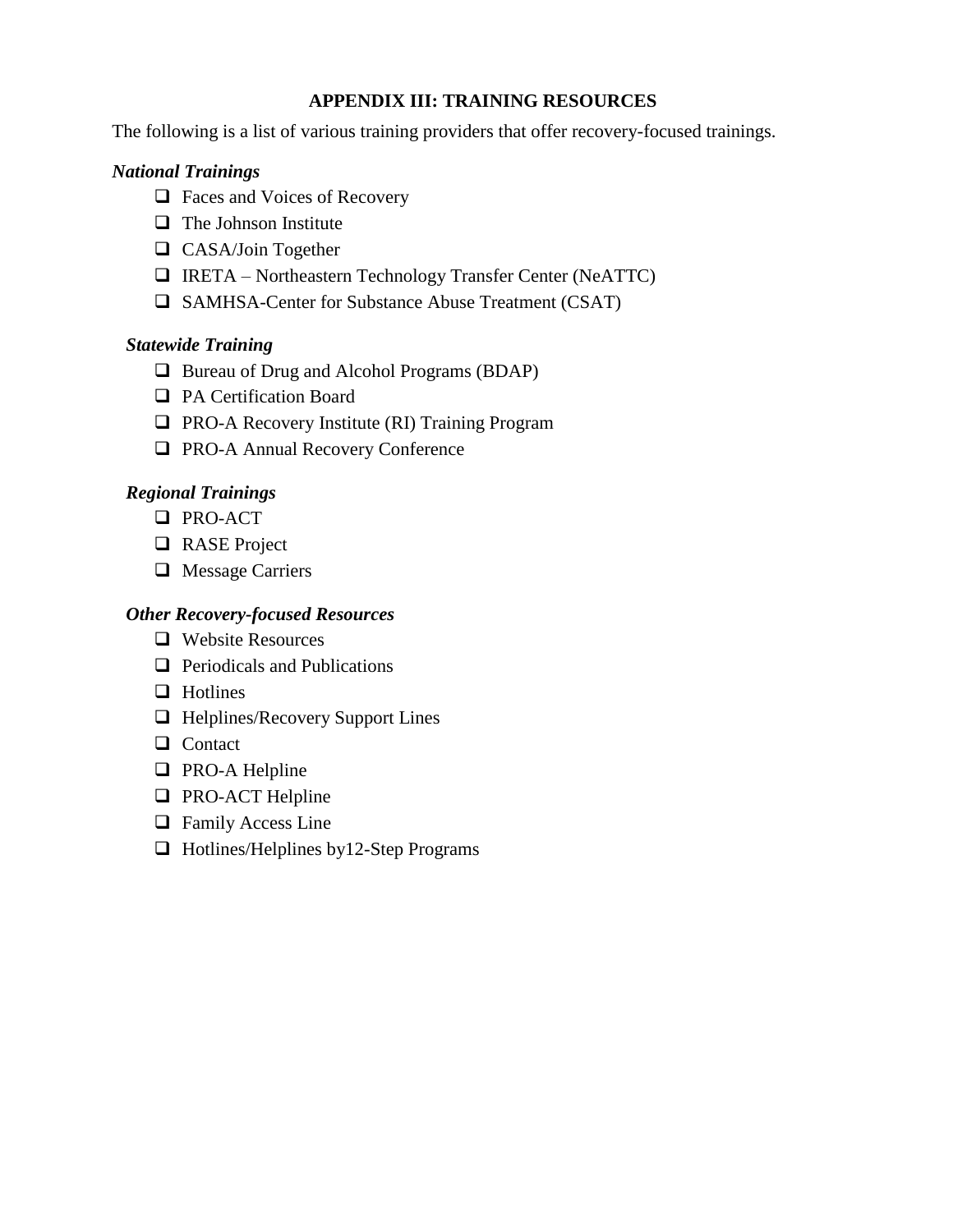## APPENDIX III: TRAINING RESOURCES

The following is a list of various training providers that offer recovery-focused trainings.

### *National Trainings*

- [ ] Faces and Voices of Recovery
- [ ] The Johnson Institute
- [ ] CASA/Join Together
- [ ] IRETA – Northeastern Technology Transfer Center (NeATTC)
- [ ] SAMHSA-Center for Substance Abuse Treatment (CSAT)

### *Statewide Training*

- [ ] Bureau of Drug and Alcohol Programs (BDAP)
- [ ] PA Certification Board
- [ ] PRO-A Recovery Institute (RI) Training Program
- [ ] PRO-A Annual Recovery Conference

### *Regional Trainings*

- [ ] PRO-ACT
- [ ] RASE Project
- [ ] Message Carriers

### *Other Recovery-focused Resources*

- [ ] Website Resources
- [ ] Periodicals and Publications
- [ ] Hotlines
- [ ] Helplines/Recovery Support Lines
- [ ] Contact
- [ ] PRO-A Helpline
- [ ] PRO-ACT Helpline
- [ ] Family Access Line
- [ ] Hotlines/Helplines by12-Step Programs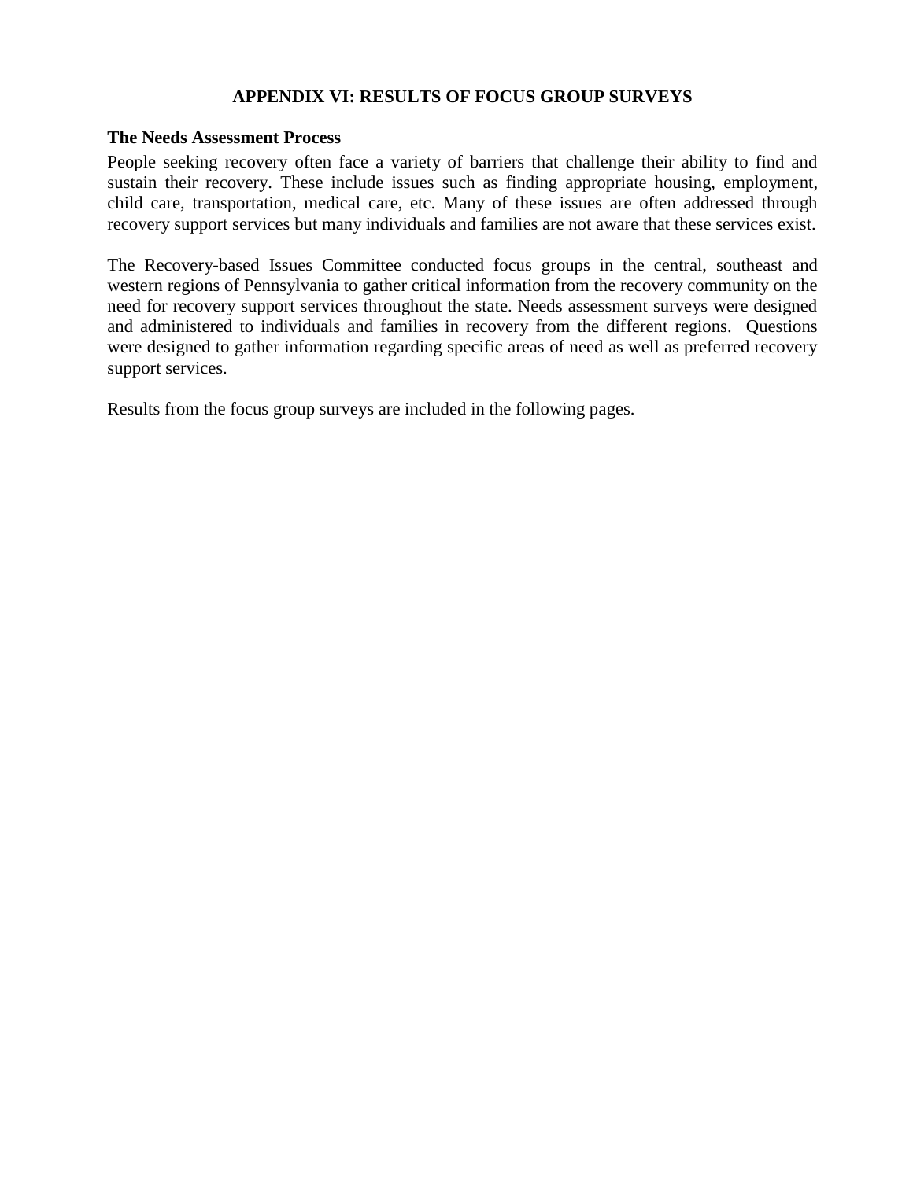## APPENDIX VI: RESULTS OF FOCUS GROUP SURVEYS

### The Needs Assessment Process

People seeking recovery often face a variety of barriers that challenge their ability to find and sustain their recovery. These include issues such as finding appropriate housing, employment, child care, transportation, medical care, etc. Many of these issues are often addressed through recovery support services but many individuals and families are not aware that these services exist.

The Recovery-based Issues Committee conducted focus groups in the central, southeast and western regions of Pennsylvania to gather critical information from the recovery community on the need for recovery support services throughout the state. Needs assessment surveys were designed and administered to individuals and families in recovery from the different regions. Questions were designed to gather information regarding specific areas of need as well as preferred recovery support services.

Results from the focus group surveys are included in the following pages.